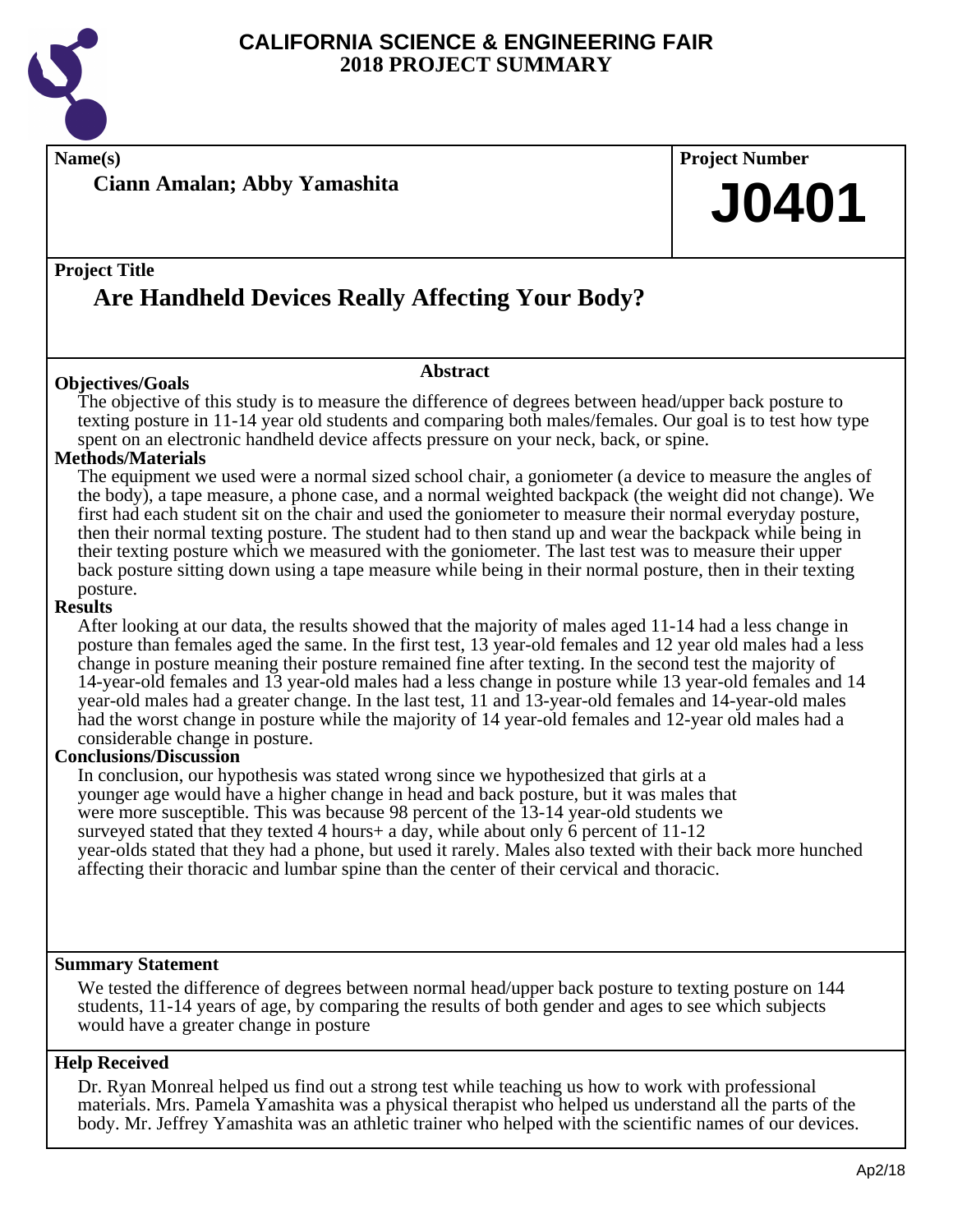# CALIFORNIA SCIENCE & ENGINEERING FAIR
## 2018 PROJECT SUMMARY

**Name(s)**

**Ciann Amalan; Abby Yamashita**

**Project Number**

**J0401**

**Project Title**

## Are Handheld Devices Really Affecting Your Body?

### Abstract

**Objectives/Goals**

The objective of this study is to measure the difference of degrees between head/upper back posture to texting posture in 11-14 year old students and comparing both males/females. Our goal is to test how type spent on an electronic handheld device affects pressure on your neck, back, or spine.

**Methods/Materials**

The equipment we used were a normal sized school chair, a goniometer (a device to measure the angles of the body), a tape measure, a phone case, and a normal weighted backpack (the weight did not change). We first had each student sit on the chair and used the goniometer to measure their normal everyday posture, then their normal texting posture. The student had to then stand up and wear the backpack while being in their texting posture which we measured with the goniometer. The last test was to measure their upper back posture sitting down using a tape measure while being in their normal posture, then in their texting posture.

**Results**

After looking at our data, the results showed that the majority of males aged 11-14 had a less change in posture than females aged the same. In the first test, 13 year-old females and 12 year old males had a less change in posture meaning their posture remained fine after texting. In the second test the majority of 14-year-old females and 13 year-old males had a less change in posture while 13 year-old females and 14 year-old males had a greater change. In the last test, 11 and 13-year-old females and 14-year-old males had the worst change in posture while the majority of 14 year-old females and 12-year old males had a considerable change in posture.

**Conclusions/Discussion**

In conclusion, our hypothesis was stated wrong since we hypothesized that girls at a younger age would have a higher change in head and back posture, but it was males that were more susceptible. This was because 98 percent of the 13-14 year-old students we surveyed stated that they texted 4 hours+ a day, while about only 6 percent of 11-12 year-olds stated that they had a phone, but used it rarely. Males also texted with their back more hunched affecting their thoracic and lumbar spine than the center of their cervical and thoracic.

**Summary Statement**

We tested the difference of degrees between normal head/upper back posture to texting posture on 144 students, 11-14 years of age, by comparing the results of both gender and ages to see which subjects would have a greater change in posture

**Help Received**

Dr. Ryan Monreal helped us find out a strong test while teaching us how to work with professional materials. Mrs. Pamela Yamashita was a physical therapist who helped us understand all the parts of the body. Mr. Jeffrey Yamashita was an athletic trainer who helped with the scientific names of our devices.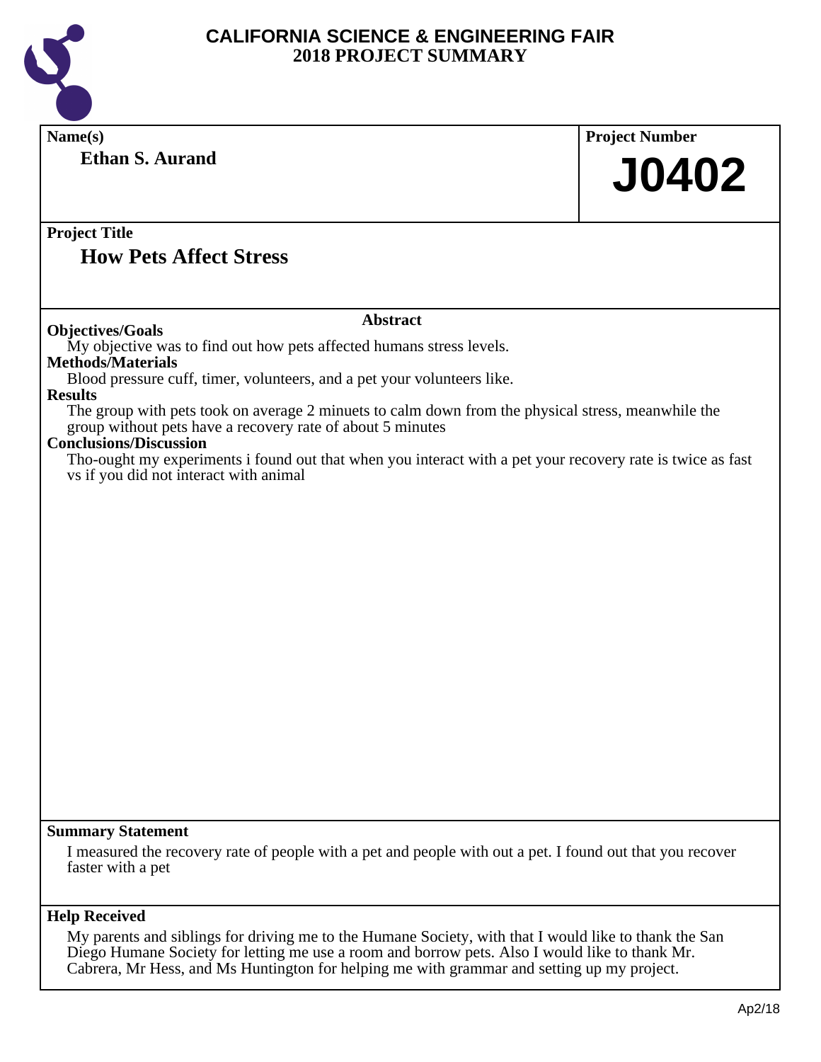# CALIFORNIA SCIENCE & ENGINEERING FAIR
## 2018 PROJECT SUMMARY

**Name(s)**

**Ethan S. Aurand**

**Project Number**

**J0402**

**Project Title**

**How Pets Affect Stress**

**Abstract**

**Objectives/Goals**

My objective was to find out how pets affected humans stress levels.

**Methods/Materials**

Blood pressure cuff, timer, volunteers, and a pet your volunteers like.

**Results**

The group with pets took on average 2 minuets to calm down from the physical stress, meanwhile the group without pets have a recovery rate of about 5 minutes

**Conclusions/Discussion**

Tho-ought my experiments i found out that when you interact with a pet your recovery rate is twice as fast vs if you did not interact with animal

**Summary Statement**

I measured the recovery rate of people with a pet and people with out a pet. I found out that you recover faster with a pet

**Help Received**

My parents and siblings for driving me to the Humane Society, with that I would like to thank the San Diego Humane Society for letting me use a room and borrow pets. Also I would like to thank Mr. Cabrera, Mr Hess, and Ms Huntington for helping me with grammar and setting up my project.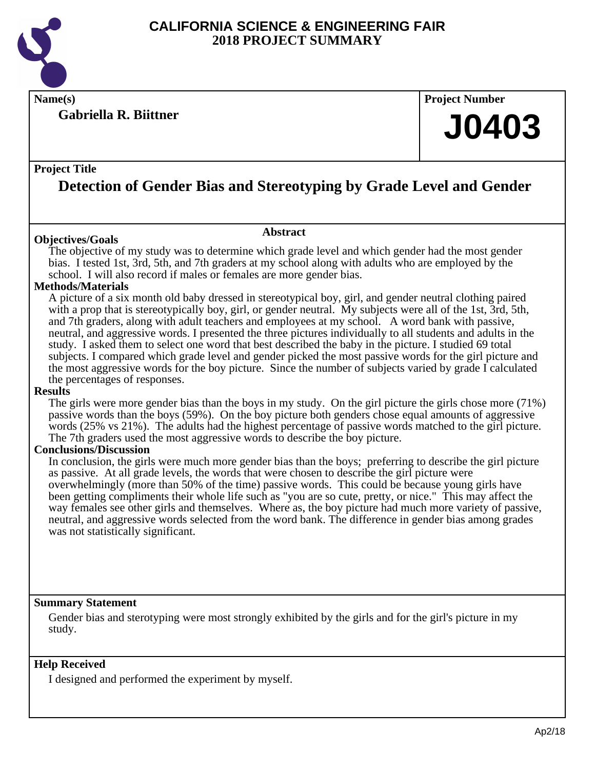# CALIFORNIA SCIENCE & ENGINEERING FAIR
## 2018 PROJECT SUMMARY

**Name(s)**

**Gabriella R. Biittner**

**Project Number**

**J0403**

**Project Title**

## Detection of Gender Bias and Stereotyping by Grade Level and Gender

### Abstract

**Objectives/Goals**

The objective of my study was to determine which grade level and which gender had the most gender bias. I tested 1st, 3rd, 5th, and 7th graders at my school along with adults who are employed by the school. I will also record if males or females are more gender bias.

**Methods/Materials**

A picture of a six month old baby dressed in stereotypical boy, girl, and gender neutral clothing paired with a prop that is stereotypically boy, girl, or gender neutral. My subjects were all of the 1st, 3rd, 5th, and 7th graders, along with adult teachers and employees at my school. A word bank with passive, neutral, and aggressive words. I presented the three pictures individually to all students and adults in the study. I asked them to select one word that best described the baby in the picture. I studied 69 total subjects. I compared which grade level and gender picked the most passive words for the girl picture and the most aggressive words for the boy picture. Since the number of subjects varied by grade I calculated the percentages of responses.

**Results**

The girls were more gender bias than the boys in my study. On the girl picture the girls chose more (71%) passive words than the boys (59%). On the boy picture both genders chose equal amounts of aggressive words (25% vs 21%). The adults had the highest percentage of passive words matched to the girl picture. The 7th graders used the most aggressive words to describe the boy picture.

**Conclusions/Discussion**

In conclusion, the girls were much more gender bias than the boys; preferring to describe the girl picture as passive. At all grade levels, the words that were chosen to describe the girl picture were overwhelmingly (more than 50% of the time) passive words. This could be because young girls have been getting compliments their whole life such as "you are so cute, pretty, or nice." This may affect the way females see other girls and themselves. Where as, the boy picture had much more variety of passive, neutral, and aggressive words selected from the word bank. The difference in gender bias among grades was not statistically significant.

**Summary Statement**

Gender bias and sterotyping were most strongly exhibited by the girls and for the girl's picture in my study.

**Help Received**

I designed and performed the experiment by myself.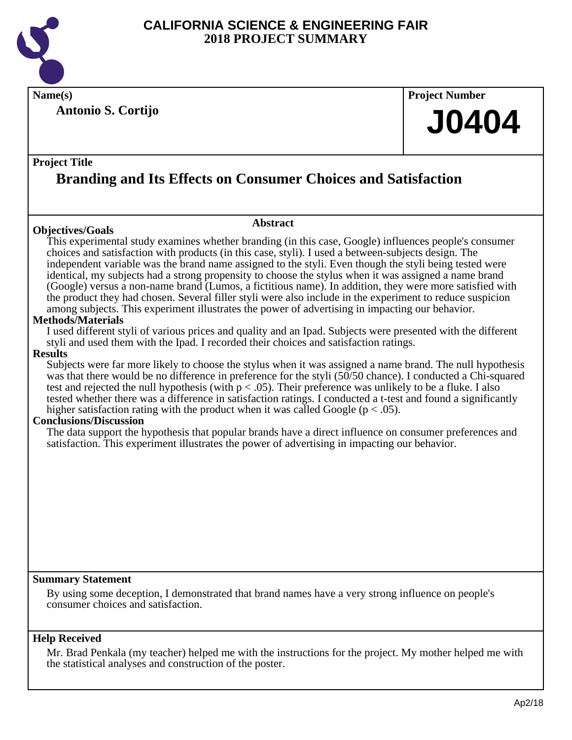# CALIFORNIA SCIENCE & ENGINEERING FAIR
## 2018 PROJECT SUMMARY

**Name(s)**

**Antonio S. Cortijo**

**Project Number**

# J0404

**Project Title**

## Branding and Its Effects on Consumer Choices and Satisfaction

**Abstract**

**Objectives/Goals**

This experimental study examines whether branding (in this case, Google) influences people's consumer choices and satisfaction with products (in this case, styli). I used a between-subjects design. The independent variable was the brand name assigned to the styli. Even though the styli being tested were identical, my subjects had a strong propensity to choose the stylus when it was assigned a name brand (Google) versus a non-name brand (Lumos, a fictitious name). In addition, they were more satisfied with the product they had chosen. Several filler styli were also include in the experiment to reduce suspicion among subjects. This experiment illustrates the power of advertising in impacting our behavior.

**Methods/Materials**

I used different styli of various prices and quality and an Ipad. Subjects were presented with the different styli and used them with the Ipad. I recorded their choices and satisfaction ratings.

**Results**

Subjects were far more likely to choose the stylus when it was assigned a name brand. The null hypothesis was that there would be no difference in preference for the styli (50/50 chance). I conducted a Chi-squared test and rejected the null hypothesis (with $p < .05$). Their preference was unlikely to be a fluke. I also tested whether there was a difference in satisfaction ratings. I conducted a t-test and found a significantly higher satisfaction rating with the product when it was called Google ($p < .05$).

**Conclusions/Discussion**

The data support the hypothesis that popular brands have a direct influence on consumer preferences and satisfaction. This experiment illustrates the power of advertising in impacting our behavior.

**Summary Statement**

By using some deception, I demonstrated that brand names have a very strong influence on people's consumer choices and satisfaction.

**Help Received**

Mr. Brad Penkala (my teacher) helped me with the instructions for the project. My mother helped me with the statistical analyses and construction of the poster.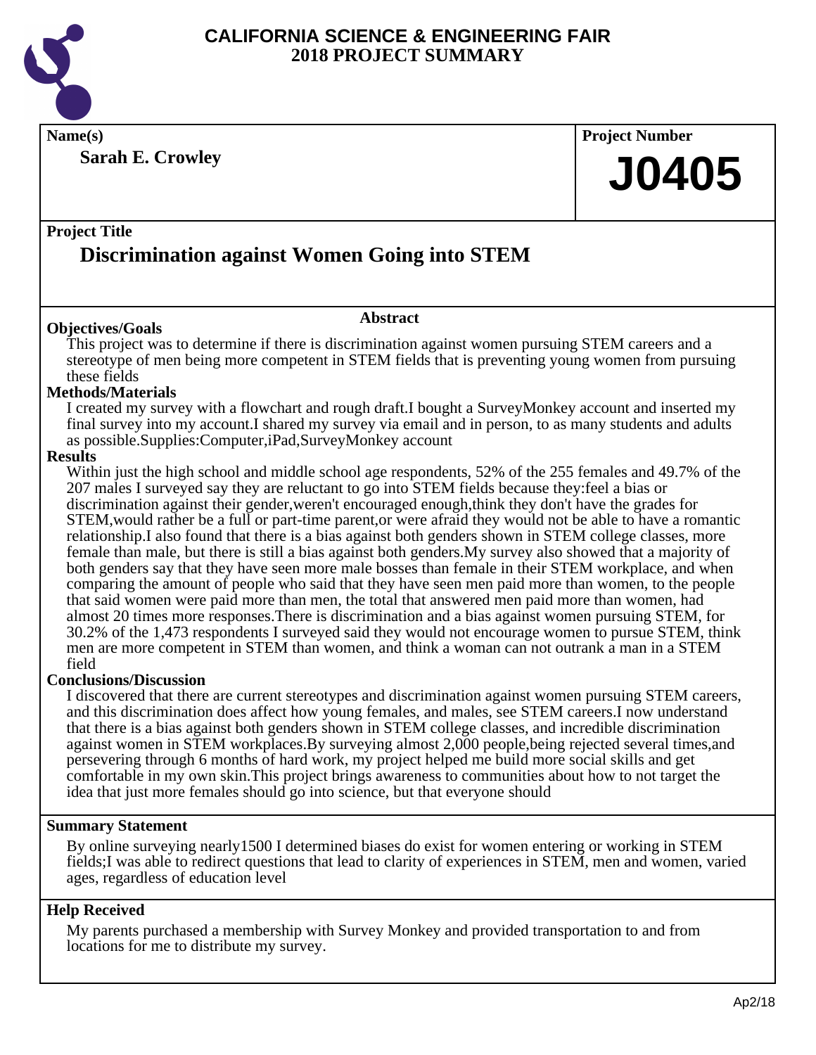# CALIFORNIA SCIENCE & ENGINEERING FAIR
## 2018 PROJECT SUMMARY

**Name(s)**

**Sarah E. Crowley**

**Project Number**

# J0405

**Project Title**

## Discrimination against Women Going into STEM

### Abstract

**Objectives/Goals**

This project was to determine if there is discrimination against women pursuing STEM careers and a stereotype of men being more competent in STEM fields that is preventing young women from pursuing these fields

**Methods/Materials**

I created my survey with a flowchart and rough draft.I bought a SurveyMonkey account and inserted my final survey into my account.I shared my survey via email and in person, to as many students and adults as possible.Supplies:Computer,iPad,SurveyMonkey account

**Results**

Within just the high school and middle school age respondents, 52% of the 255 females and 49.7% of the 207 males I surveyed say they are reluctant to go into STEM fields because they:feel a bias or discrimination against their gender,weren't encouraged enough,think they don't have the grades for STEM,would rather be a full or part-time parent,or were afraid they would not be able to have a romantic relationship.I also found that there is a bias against both genders shown in STEM college classes, more female than male, but there is still a bias against both genders.My survey also showed that a majority of both genders say that they have seen more male bosses than female in their STEM workplace, and when comparing the amount of people who said that they have seen men paid more than women, to the people that said women were paid more than men, the total that answered men paid more than women, had almost 20 times more responses.There is discrimination and a bias against women pursuing STEM, for 30.2% of the 1,473 respondents I surveyed said they would not encourage women to pursue STEM, think men are more competent in STEM than women, and think a woman can not outrank a man in a STEM field

**Conclusions/Discussion**

I discovered that there are current stereotypes and discrimination against women pursuing STEM careers, and this discrimination does affect how young females, and males, see STEM careers.I now understand that there is a bias against both genders shown in STEM college classes, and incredible discrimination against women in STEM workplaces.By surveying almost 2,000 people,being rejected several times,and persevering through 6 months of hard work, my project helped me build more social skills and get comfortable in my own skin.This project brings awareness to communities about how to not target the idea that just more females should go into science, but that everyone should

**Summary Statement**

By online surveying nearly1500 I determined biases do exist for women entering or working in STEM fields;I was able to redirect questions that lead to clarity of experiences in STEM, men and women, varied ages, regardless of education level

**Help Received**

My parents purchased a membership with Survey Monkey and provided transportation to and from locations for me to distribute my survey.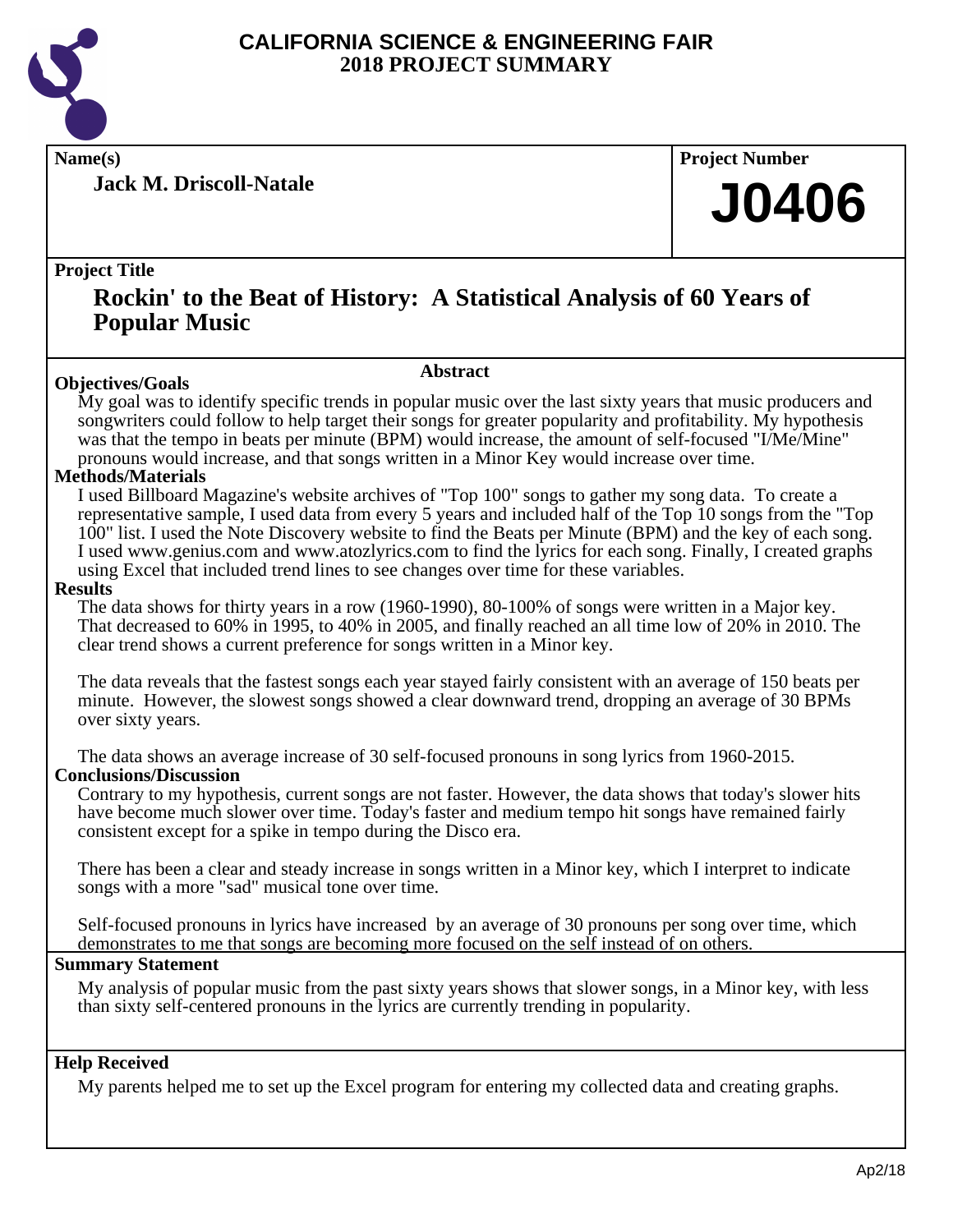# CALIFORNIA SCIENCE & ENGINEERING FAIR
## 2018 PROJECT SUMMARY

**Name(s)**

**Jack M. Driscoll-Natale**

**Project Number**

**J0406**

**Project Title**

## Rockin' to the Beat of History: A Statistical Analysis of 60 Years of Popular Music

### Abstract

**Objectives/Goals**

My goal was to identify specific trends in popular music over the last sixty years that music producers and songwriters could follow to help target their songs for greater popularity and profitability. My hypothesis was that the tempo in beats per minute (BPM) would increase, the amount of self-focused "I/Me/Mine" pronouns would increase, and that songs written in a Minor Key would increase over time.

**Methods/Materials**

I used Billboard Magazine's website archives of "Top 100" songs to gather my song data. To create a representative sample, I used data from every 5 years and included half of the Top 10 songs from the "Top 100" list. I used the Note Discovery website to find the Beats per Minute (BPM) and the key of each song. I used www.genius.com and www.atozlyrics.com to find the lyrics for each song. Finally, I created graphs using Excel that included trend lines to see changes over time for these variables.

**Results**

The data shows for thirty years in a row (1960-1990), 80-100% of songs were written in a Major key. That decreased to 60% in 1995, to 40% in 2005, and finally reached an all time low of 20% in 2010. The clear trend shows a current preference for songs written in a Minor key.

The data reveals that the fastest songs each year stayed fairly consistent with an average of 150 beats per minute. However, the slowest songs showed a clear downward trend, dropping an average of 30 BPMs over sixty years.

The data shows an average increase of 30 self-focused pronouns in song lyrics from 1960-2015.

**Conclusions/Discussion**

Contrary to my hypothesis, current songs are not faster. However, the data shows that today's slower hits have become much slower over time. Today's faster and medium tempo hit songs have remained fairly consistent except for a spike in tempo during the Disco era.

There has been a clear and steady increase in songs written in a Minor key, which I interpret to indicate songs with a more "sad" musical tone over time.

Self-focused pronouns in lyrics have increased by an average of 30 pronouns per song over time, which demonstrates to me that songs are becoming more focused on the self instead of on others.

**Summary Statement**

My analysis of popular music from the past sixty years shows that slower songs, in a Minor key, with less than sixty self-centered pronouns in the lyrics are currently trending in popularity.

**Help Received**

My parents helped me to set up the Excel program for entering my collected data and creating graphs.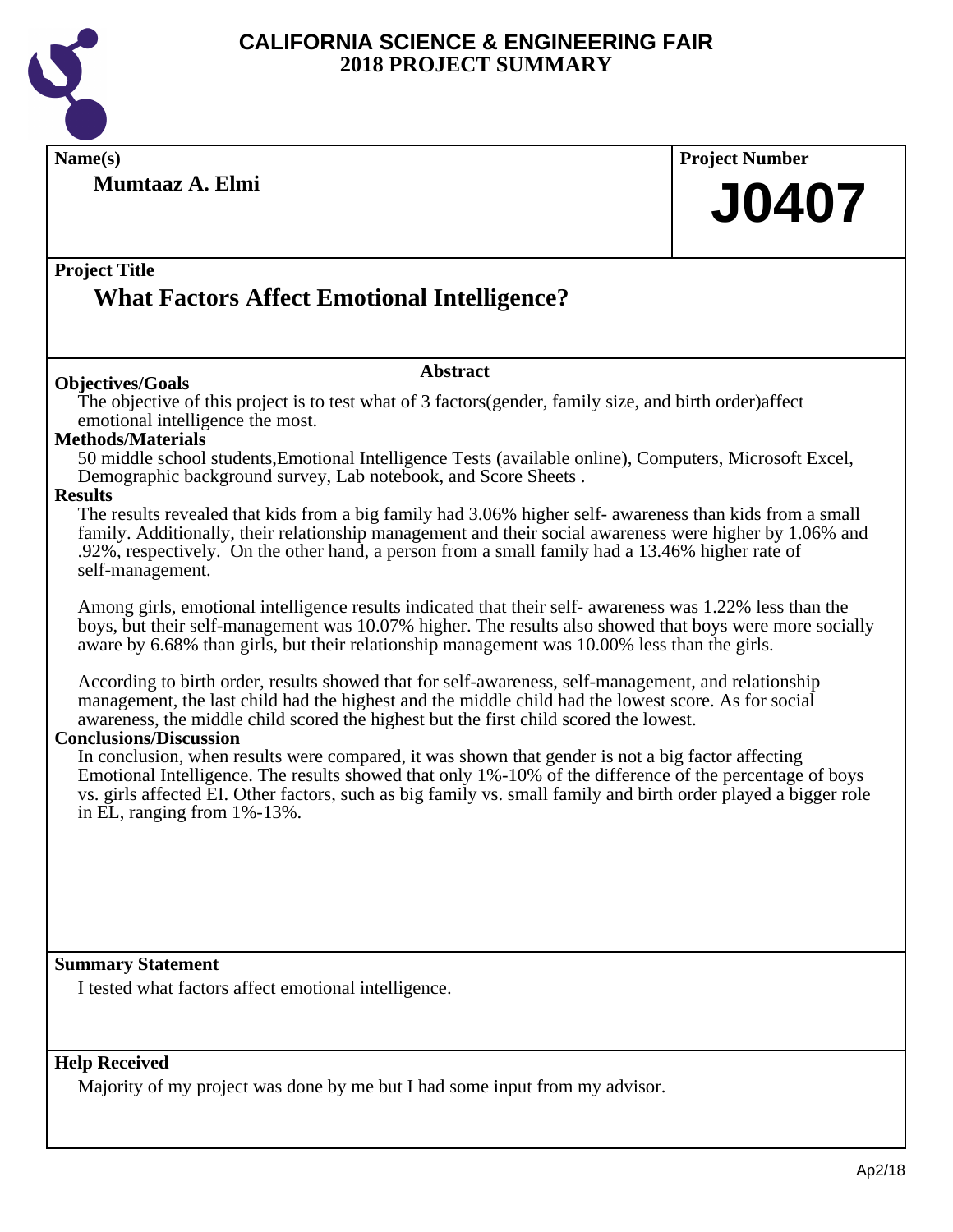# CALIFORNIA SCIENCE & ENGINEERING FAIR
## 2018 PROJECT SUMMARY

**Name(s)**

**Mumtaaz A. Elmi**

**Project Number**

**J0407**

**Project Title**

## What Factors Affect Emotional Intelligence?

### Abstract

**Objectives/Goals**

The objective of this project is to test what of 3 factors(gender, family size, and birth order)affect emotional intelligence the most.

**Methods/Materials**

50 middle school students,Emotional Intelligence Tests (available online), Computers, Microsoft Excel, Demographic background survey, Lab notebook, and Score Sheets .

**Results**

The results revealed that kids from a big family had 3.06% higher self- awareness than kids from a small family. Additionally, their relationship management and their social awareness were higher by 1.06% and .92%, respectively. On the other hand, a person from a small family had a 13.46% higher rate of self-management.

Among girls, emotional intelligence results indicated that their self- awareness was 1.22% less than the boys, but their self-management was 10.07% higher. The results also showed that boys were more socially aware by 6.68% than girls, but their relationship management was 10.00% less than the girls.

According to birth order, results showed that for self-awareness, self-management, and relationship management, the last child had the highest and the middle child had the lowest score. As for social awareness, the middle child scored the highest but the first child scored the lowest.

**Conclusions/Discussion**

In conclusion, when results were compared, it was shown that gender is not a big factor affecting Emotional Intelligence. The results showed that only 1%-10% of the difference of the percentage of boys vs. girls affected EI. Other factors, such as big family vs. small family and birth order played a bigger role in EL, ranging from 1%-13%.

**Summary Statement**

I tested what factors affect emotional intelligence.

**Help Received**

Majority of my project was done by me but I had some input from my advisor.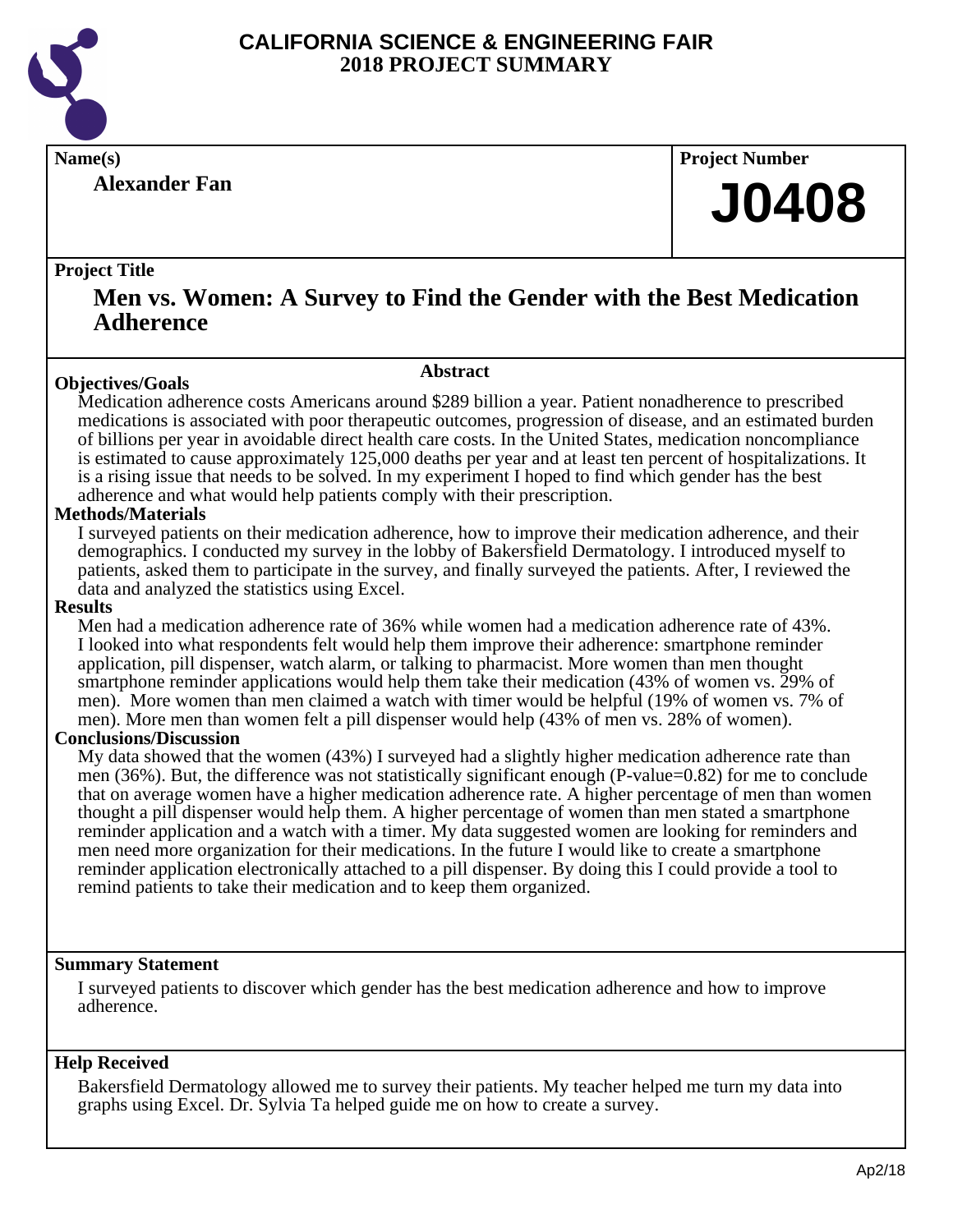# CALIFORNIA SCIENCE & ENGINEERING FAIR
# 2018 PROJECT SUMMARY

**Name(s)**

**Alexander Fan**

**Project Number**

**J0408**

**Project Title**

## Men vs. Women: A Survey to Find the Gender with the Best Medication Adherence

### Abstract

**Objectives/Goals**

Medication adherence costs Americans around $289 billion a year. Patient nonadherence to prescribed medications is associated with poor therapeutic outcomes, progression of disease, and an estimated burden of billions per year in avoidable direct health care costs. In the United States, medication noncompliance is estimated to cause approximately 125,000 deaths per year and at least ten percent of hospitalizations. It is a rising issue that needs to be solved. In my experiment I hoped to find which gender has the best adherence and what would help patients comply with their prescription.

**Methods/Materials**

I surveyed patients on their medication adherence, how to improve their medication adherence, and their demographics. I conducted my survey in the lobby of Bakersfield Dermatology. I introduced myself to patients, asked them to participate in the survey, and finally surveyed the patients. After, I reviewed the data and analyzed the statistics using Excel.

**Results**

Men had a medication adherence rate of 36% while women had a medication adherence rate of 43%. I looked into what respondents felt would help them improve their adherence: smartphone reminder application, pill dispenser, watch alarm, or talking to pharmacist. More women than men thought smartphone reminder applications would help them take their medication (43% of women vs. 29% of men). More women than men claimed a watch with timer would be helpful (19% of women vs. 7% of men). More men than women felt a pill dispenser would help (43% of men vs. 28% of women).

**Conclusions/Discussion**

My data showed that the women (43%) I surveyed had a slightly higher medication adherence rate than men (36%). But, the difference was not statistically significant enough (P-value=0.82) for me to conclude that on average women have a higher medication adherence rate. A higher percentage of men than women thought a pill dispenser would help them. A higher percentage of women than men stated a smartphone reminder application and a watch with a timer. My data suggested women are looking for reminders and men need more organization for their medications. In the future I would like to create a smartphone reminder application electronically attached to a pill dispenser. By doing this I could provide a tool to remind patients to take their medication and to keep them organized.

**Summary Statement**

I surveyed patients to discover which gender has the best medication adherence and how to improve adherence.

**Help Received**

Bakersfield Dermatology allowed me to survey their patients. My teacher helped me turn my data into graphs using Excel. Dr. Sylvia Ta helped guide me on how to create a survey.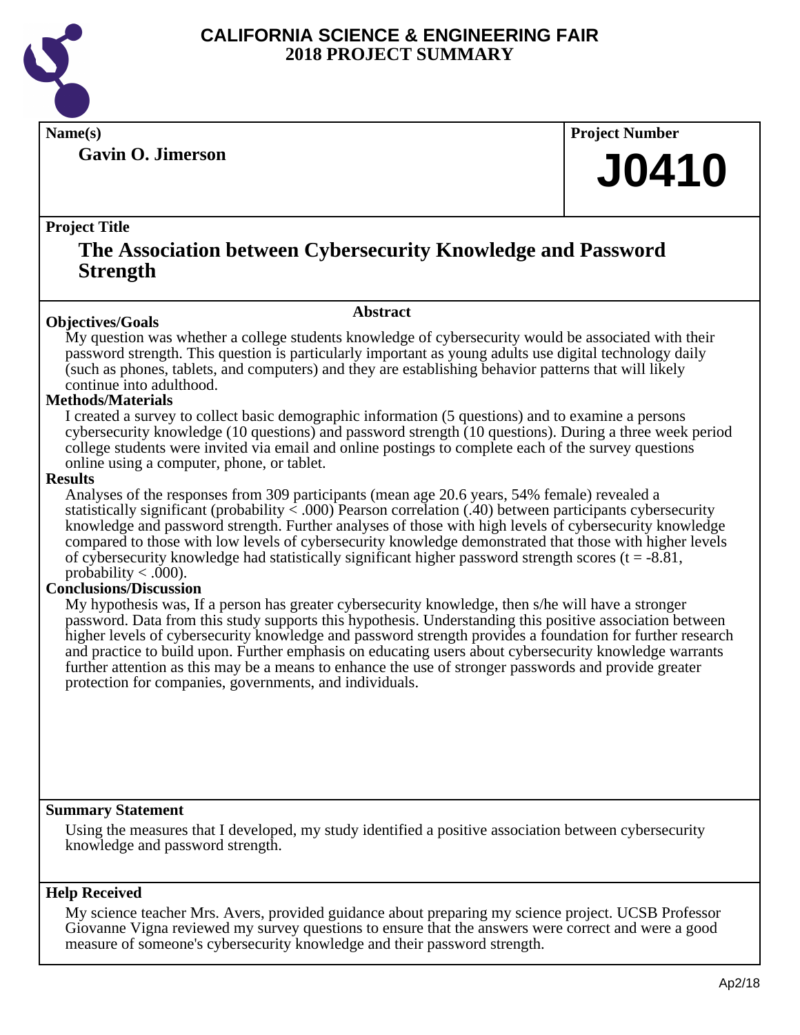# CALIFORNIA SCIENCE & ENGINEERING FAIR
## 2018 PROJECT SUMMARY

**Name(s)**

**Gavin O. Jimerson**

**Project Number**

**J0410**

**Project Title**

## The Association between Cybersecurity Knowledge and Password Strength

### Abstract

**Objectives/Goals**

My question was whether a college students knowledge of cybersecurity would be associated with their password strength. This question is particularly important as young adults use digital technology daily (such as phones, tablets, and computers) and they are establishing behavior patterns that will likely continue into adulthood.

**Methods/Materials**

I created a survey to collect basic demographic information (5 questions) and to examine a persons cybersecurity knowledge (10 questions) and password strength (10 questions). During a three week period college students were invited via email and online postings to complete each of the survey questions online using a computer, phone, or tablet.

**Results**

Analyses of the responses from 309 participants (mean age 20.6 years, 54% female) revealed a statistically significant (probability $< .000$) Pearson correlation (.40) between participants cybersecurity knowledge and password strength. Further analyses of those with high levels of cybersecurity knowledge compared to those with low levels of cybersecurity knowledge demonstrated that those with higher levels of cybersecurity knowledge had statistically significant higher password strength scores ($t = -8.81$, probability $< .000$).

**Conclusions/Discussion**

My hypothesis was, If a person has greater cybersecurity knowledge, then s/he will have a stronger password. Data from this study supports this hypothesis. Understanding this positive association between higher levels of cybersecurity knowledge and password strength provides a foundation for further research and practice to build upon. Further emphasis on educating users about cybersecurity knowledge warrants further attention as this may be a means to enhance the use of stronger passwords and provide greater protection for companies, governments, and individuals.

**Summary Statement**

Using the measures that I developed, my study identified a positive association between cybersecurity knowledge and password strength.

**Help Received**

My science teacher Mrs. Avers, provided guidance about preparing my science project. UCSB Professor Giovanne Vigna reviewed my survey questions to ensure that the answers were correct and were a good measure of someone's cybersecurity knowledge and their password strength.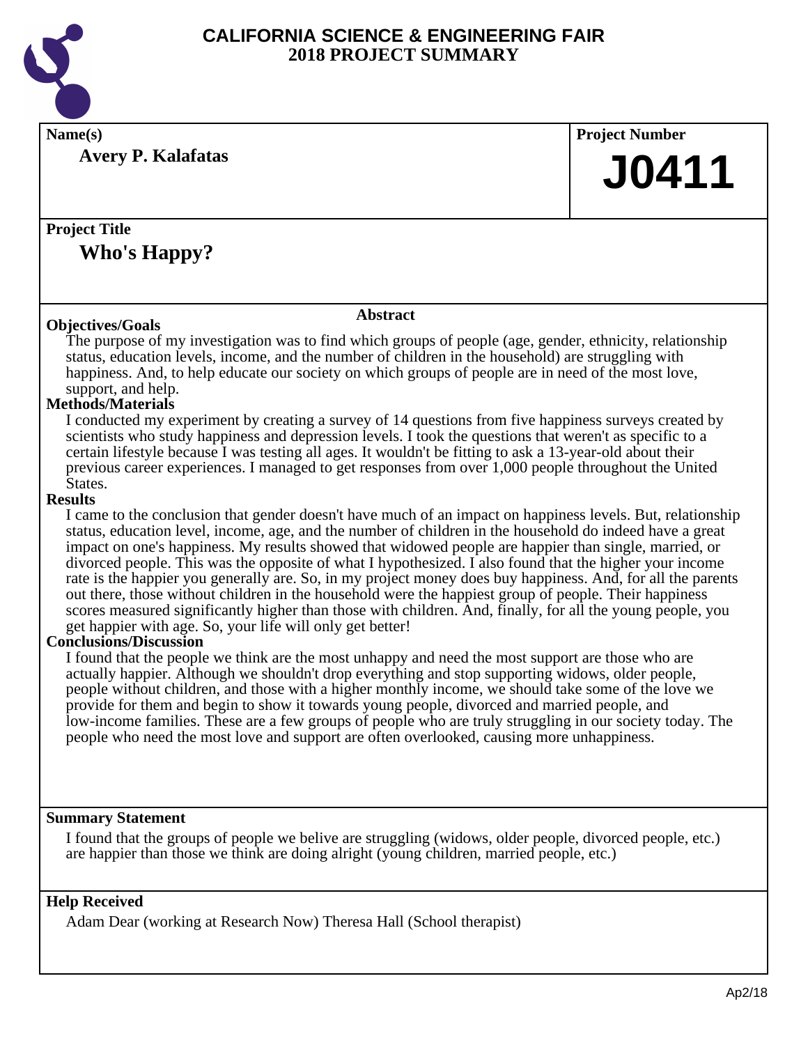# CALIFORNIA SCIENCE & ENGINEERING FAIR
## 2018 PROJECT SUMMARY

**Name(s)**

**Avery P. Kalafatas**

**Project Number**

**J0411**

**Project Title**

**Who's Happy?**

### Abstract

**Objectives/Goals**

The purpose of my investigation was to find which groups of people (age, gender, ethnicity, relationship status, education levels, income, and the number of children in the household) are struggling with happiness. And, to help educate our society on which groups of people are in need of the most love, support, and help.

**Methods/Materials**

I conducted my experiment by creating a survey of 14 questions from five happiness surveys created by scientists who study happiness and depression levels. I took the questions that weren't as specific to a certain lifestyle because I was testing all ages. It wouldn't be fitting to ask a 13-year-old about their previous career experiences. I managed to get responses from over 1,000 people throughout the United States.

**Results**

I came to the conclusion that gender doesn't have much of an impact on happiness levels. But, relationship status, education level, income, age, and the number of children in the household do indeed have a great impact on one's happiness. My results showed that widowed people are happier than single, married, or divorced people. This was the opposite of what I hypothesized. I also found that the higher your income rate is the happier you generally are. So, in my project money does buy happiness. And, for all the parents out there, those without children in the household were the happiest group of people. Their happiness scores measured significantly higher than those with children. And, finally, for all the young people, you get happier with age. So, your life will only get better!

**Conclusions/Discussion**

I found that the people we think are the most unhappy and need the most support are those who are actually happier. Although we shouldn't drop everything and stop supporting widows, older people, people without children, and those with a higher monthly income, we should take some of the love we provide for them and begin to show it towards young people, divorced and married people, and low-income families. These are a few groups of people who are truly struggling in our society today. The people who need the most love and support are often overlooked, causing more unhappiness.

**Summary Statement**

I found that the groups of people we belive are struggling (widows, older people, divorced people, etc.) are happier than those we think are doing alright (young children, married people, etc.)

**Help Received**

Adam Dear (working at Research Now) Theresa Hall (School therapist)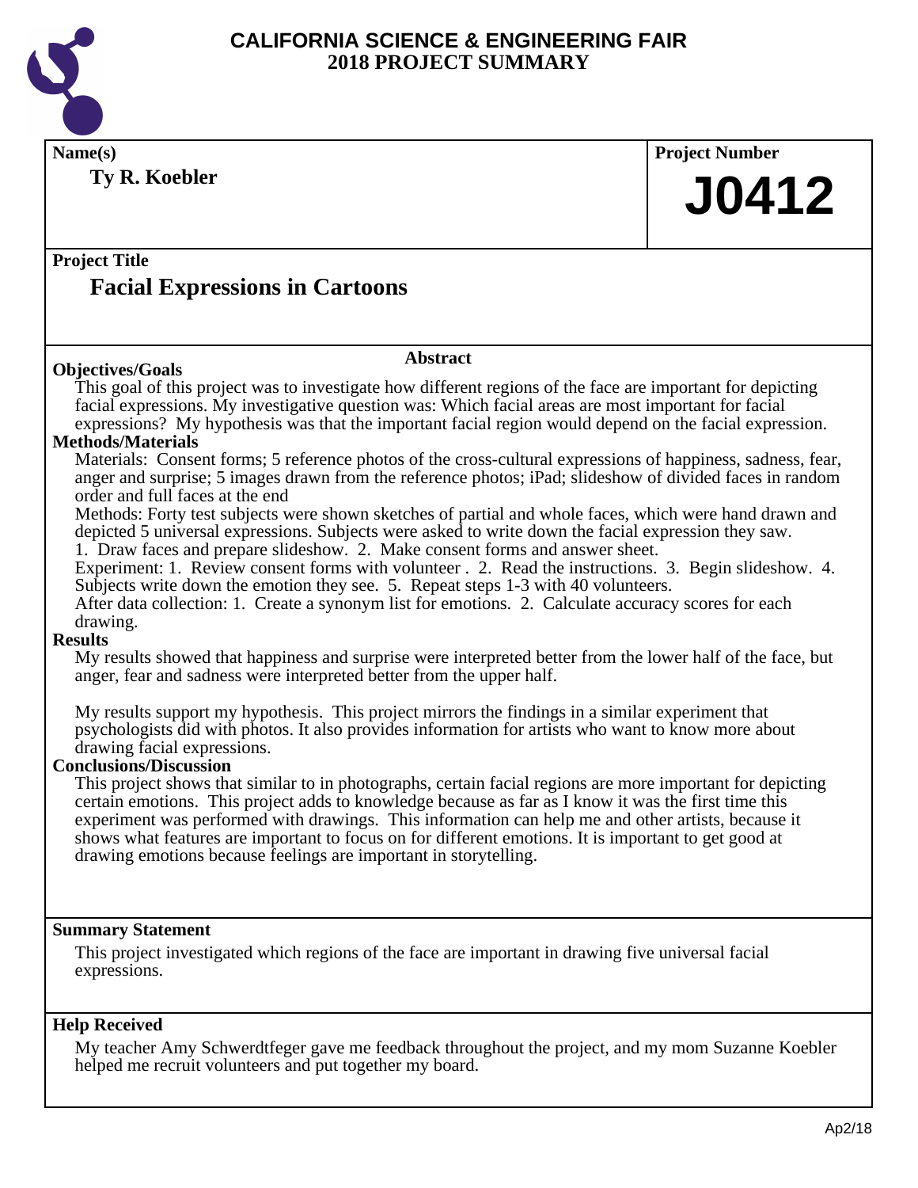# CALIFORNIA SCIENCE & ENGINEERING FAIR
## 2018 PROJECT SUMMARY

**Name(s)**

**Ty R. Koebler**

**Project Number**

**J0412**

**Project Title**

## Facial Expressions in Cartoons

### Abstract

**Objectives/Goals**

This goal of this project was to investigate how different regions of the face are important for depicting facial expressions. My investigative question was: Which facial areas are most important for facial expressions? My hypothesis was that the important facial region would depend on the facial expression.

**Methods/Materials**

Materials: Consent forms; 5 reference photos of the cross-cultural expressions of happiness, sadness, fear, anger and surprise; 5 images drawn from the reference photos; iPad; slideshow of divided faces in random order and full faces at the end

Methods: Forty test subjects were shown sketches of partial and whole faces, which were hand drawn and depicted 5 universal expressions. Subjects were asked to write down the facial expression they saw.

1. Draw faces and prepare slideshow. 2. Make consent forms and answer sheet.

Experiment: 1. Review consent forms with volunteer . 2. Read the instructions. 3. Begin slideshow. 4. Subjects write down the emotion they see. 5. Repeat steps 1-3 with 40 volunteers.

After data collection: 1. Create a synonym list for emotions. 2. Calculate accuracy scores for each drawing.

**Results**

My results showed that happiness and surprise were interpreted better from the lower half of the face, but anger, fear and sadness were interpreted better from the upper half.

My results support my hypothesis. This project mirrors the findings in a similar experiment that psychologists did with photos. It also provides information for artists who want to know more about drawing facial expressions.

**Conclusions/Discussion**

This project shows that similar to in photographs, certain facial regions are more important for depicting certain emotions. This project adds to knowledge because as far as I know it was the first time this experiment was performed with drawings. This information can help me and other artists, because it shows what features are important to focus on for different emotions. It is important to get good at drawing emotions because feelings are important in storytelling.

**Summary Statement**

This project investigated which regions of the face are important in drawing five universal facial expressions.

**Help Received**

My teacher Amy Schwerdtfeger gave me feedback throughout the project, and my mom Suzanne Koebler helped me recruit volunteers and put together my board.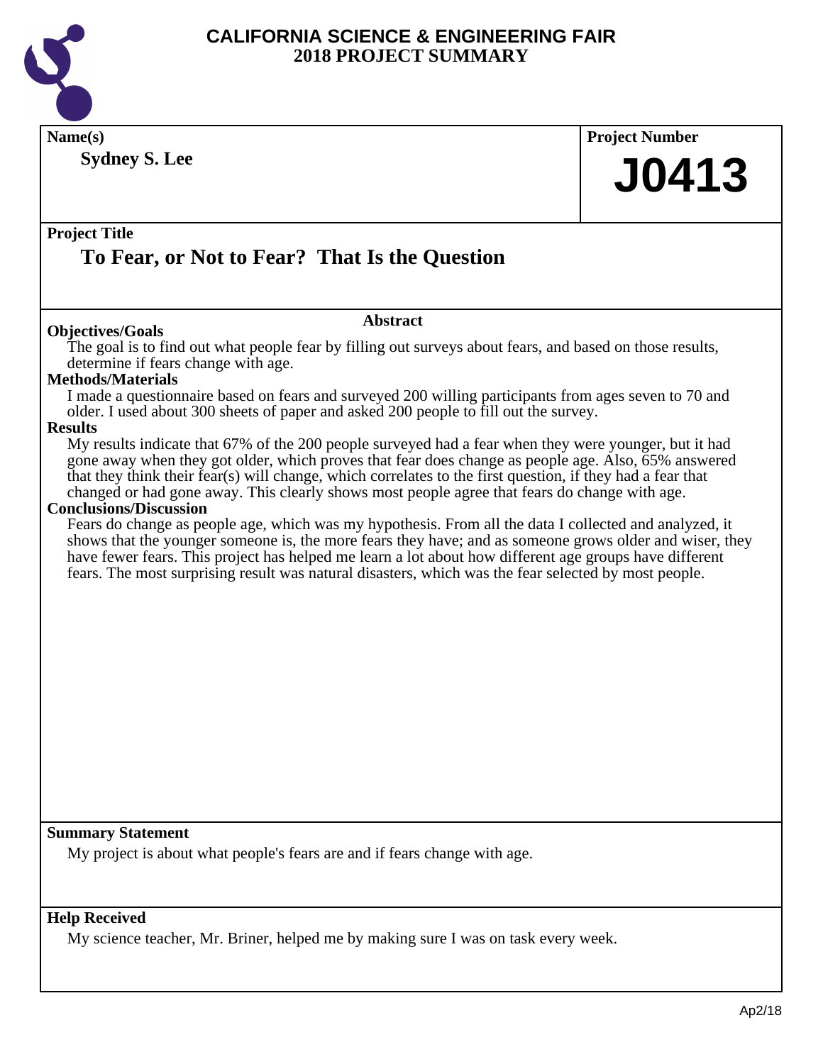# CALIFORNIA SCIENCE & ENGINEERING FAIR
## 2018 PROJECT SUMMARY

**Name(s)**

**Sydney S. Lee**

**Project Number**

**J0413**

**Project Title**

## To Fear, or Not to Fear? That Is the Question

**Abstract**

**Objectives/Goals**

The goal is to find out what people fear by filling out surveys about fears, and based on those results, determine if fears change with age.

**Methods/Materials**

I made a questionnaire based on fears and surveyed 200 willing participants from ages seven to 70 and older. I used about 300 sheets of paper and asked 200 people to fill out the survey.

**Results**

My results indicate that 67% of the 200 people surveyed had a fear when they were younger, but it had gone away when they got older, which proves that fear does change as people age. Also, 65% answered that they think their fear(s) will change, which correlates to the first question, if they had a fear that changed or had gone away. This clearly shows most people agree that fears do change with age.

**Conclusions/Discussion**

Fears do change as people age, which was my hypothesis. From all the data I collected and analyzed, it shows that the younger someone is, the more fears they have; and as someone grows older and wiser, they have fewer fears. This project has helped me learn a lot about how different age groups have different fears. The most surprising result was natural disasters, which was the fear selected by most people.

**Summary Statement**

My project is about what people's fears are and if fears change with age.

**Help Received**

My science teacher, Mr. Briner, helped me by making sure I was on task every week.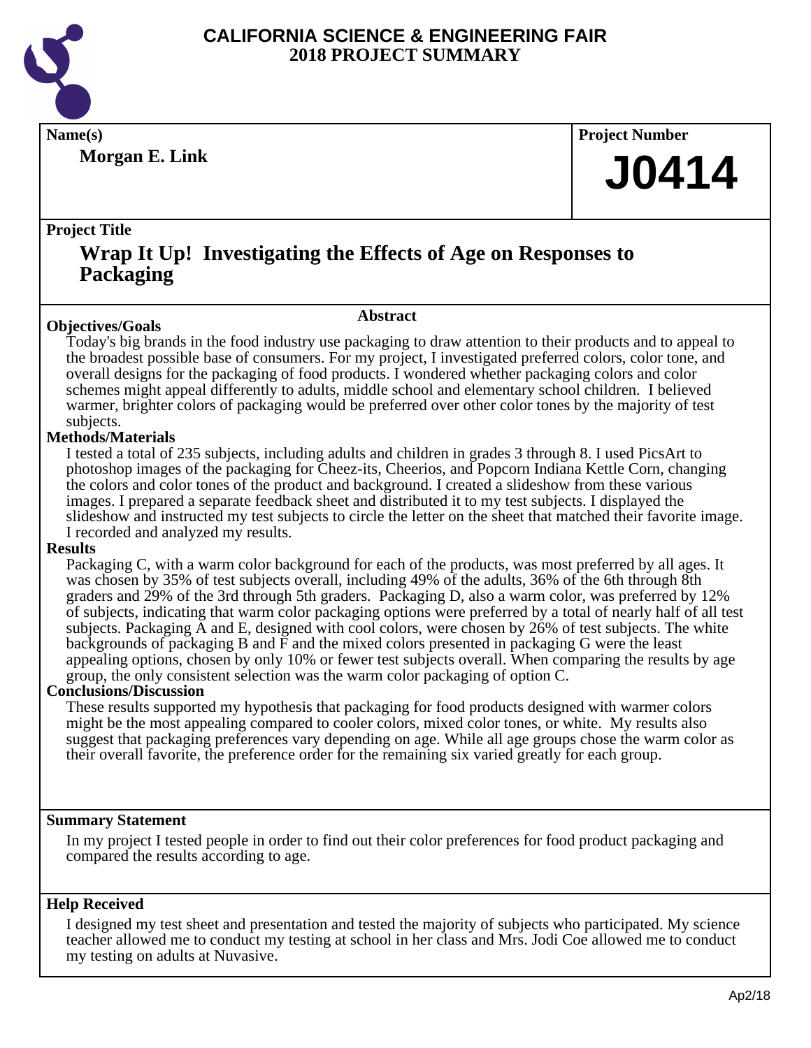# CALIFORNIA SCIENCE & ENGINEERING FAIR
## 2018 PROJECT SUMMARY

**Name(s)**

**Morgan E. Link**

**Project Number**

**J0414**

**Project Title**

## Wrap It Up! Investigating the Effects of Age on Responses to Packaging

### Abstract

**Objectives/Goals**

Today's big brands in the food industry use packaging to draw attention to their products and to appeal to the broadest possible base of consumers. For my project, I investigated preferred colors, color tone, and overall designs for the packaging of food products. I wondered whether packaging colors and color schemes might appeal differently to adults, middle school and elementary school children. I believed warmer, brighter colors of packaging would be preferred over other color tones by the majority of test subjects.

**Methods/Materials**

I tested a total of 235 subjects, including adults and children in grades 3 through 8. I used PicsArt to photoshop images of the packaging for Cheez-its, Cheerios, and Popcorn Indiana Kettle Corn, changing the colors and color tones of the product and background. I created a slideshow from these various images. I prepared a separate feedback sheet and distributed it to my test subjects. I displayed the slideshow and instructed my test subjects to circle the letter on the sheet that matched their favorite image. I recorded and analyzed my results.

**Results**

Packaging C, with a warm color background for each of the products, was most preferred by all ages. It was chosen by 35% of test subjects overall, including 49% of the adults, 36% of the 6th through 8th graders and 29% of the 3rd through 5th graders. Packaging D, also a warm color, was preferred by 12% of subjects, indicating that warm color packaging options were preferred by a total of nearly half of all test subjects. Packaging A and E, designed with cool colors, were chosen by 26% of test subjects. The white backgrounds of packaging B and F and the mixed colors presented in packaging G were the least appealing options, chosen by only 10% or fewer test subjects overall. When comparing the results by age group, the only consistent selection was the warm color packaging of option C.

**Conclusions/Discussion**

These results supported my hypothesis that packaging for food products designed with warmer colors might be the most appealing compared to cooler colors, mixed color tones, or white. My results also suggest that packaging preferences vary depending on age. While all age groups chose the warm color as their overall favorite, the preference order for the remaining six varied greatly for each group.

**Summary Statement**

In my project I tested people in order to find out their color preferences for food product packaging and compared the results according to age.

**Help Received**

I designed my test sheet and presentation and tested the majority of subjects who participated. My science teacher allowed me to conduct my testing at school in her class and Mrs. Jodi Coe allowed me to conduct my testing on adults at Nuvasive.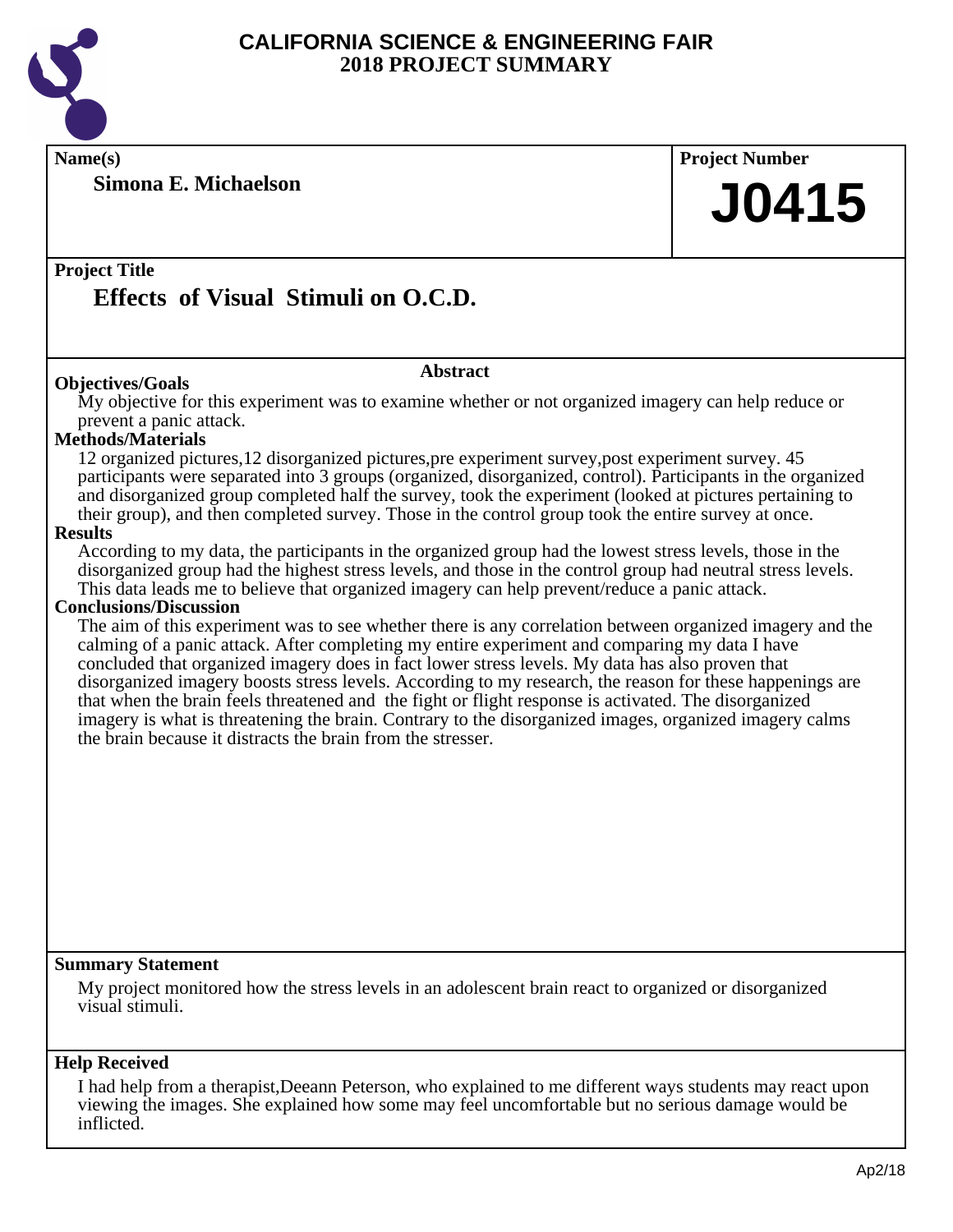# CALIFORNIA SCIENCE & ENGINEERING FAIR
## 2018 PROJECT SUMMARY

**Name(s)**

**Simona E. Michaelson**

**Project Number**

**J0415**

**Project Title**

## Effects of Visual Stimuli on O.C.D.

### Abstract

**Objectives/Goals**

My objective for this experiment was to examine whether or not organized imagery can help reduce or prevent a panic attack.

**Methods/Materials**

12 organized pictures,12 disorganized pictures,pre experiment survey,post experiment survey. 45 participants were separated into 3 groups (organized, disorganized, control). Participants in the organized and disorganized group completed half the survey, took the experiment (looked at pictures pertaining to their group), and then completed survey. Those in the control group took the entire survey at once.

**Results**

According to my data, the participants in the organized group had the lowest stress levels, those in the disorganized group had the highest stress levels, and those in the control group had neutral stress levels. This data leads me to believe that organized imagery can help prevent/reduce a panic attack.

**Conclusions/Discussion**

The aim of this experiment was to see whether there is any correlation between organized imagery and the calming of a panic attack. After completing my entire experiment and comparing my data I have concluded that organized imagery does in fact lower stress levels. My data has also proven that disorganized imagery boosts stress levels. According to my research, the reason for these happenings are that when the brain feels threatened and the fight or flight response is activated. The disorganized imagery is what is threatening the brain. Contrary to the disorganized images, organized imagery calms the brain because it distracts the brain from the stresser.

**Summary Statement**

My project monitored how the stress levels in an adolescent brain react to organized or disorganized visual stimuli.

**Help Received**

I had help from a therapist,Deeann Peterson, who explained to me different ways students may react upon viewing the images. She explained how some may feel uncomfortable but no serious damage would be inflicted.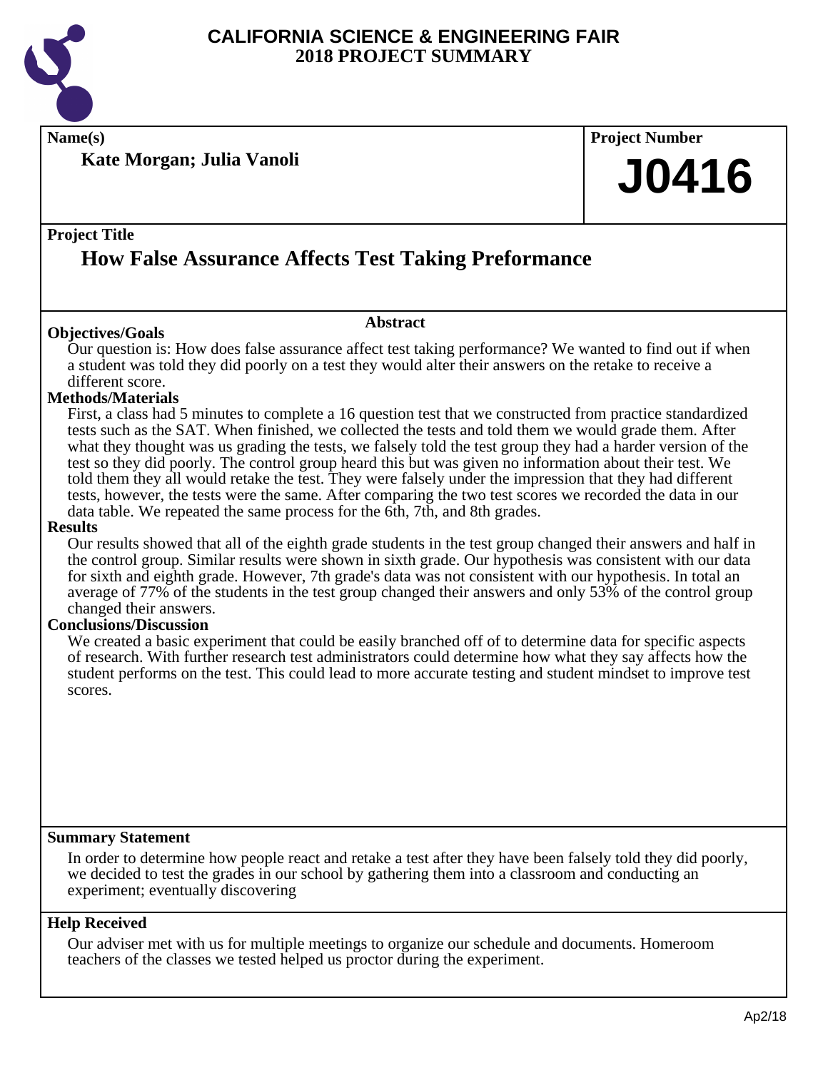# CALIFORNIA SCIENCE & ENGINEERING FAIR
## 2018 PROJECT SUMMARY

**Name(s)**

**Kate Morgan; Julia Vanoli**

**Project Number**

**J0416**

**Project Title**

## How False Assurance Affects Test Taking Preformance

**Abstract**

**Objectives/Goals**

Our question is: How does false assurance affect test taking performance? We wanted to find out if when a student was told they did poorly on a test they would alter their answers on the retake to receive a different score.

**Methods/Materials**

First, a class had 5 minutes to complete a 16 question test that we constructed from practice standardized tests such as the SAT. When finished, we collected the tests and told them we would grade them. After what they thought was us grading the tests, we falsely told the test group they had a harder version of the test so they did poorly. The control group heard this but was given no information about their test. We told them they all would retake the test. They were falsely under the impression that they had different tests, however, the tests were the same. After comparing the two test scores we recorded the data in our data table. We repeated the same process for the 6th, 7th, and 8th grades.

**Results**

Our results showed that all of the eighth grade students in the test group changed their answers and half in the control group. Similar results were shown in sixth grade. Our hypothesis was consistent with our data for sixth and eighth grade. However, 7th grade's data was not consistent with our hypothesis. In total an average of 77% of the students in the test group changed their answers and only 53% of the control group changed their answers.

**Conclusions/Discussion**

We created a basic experiment that could be easily branched off of to determine data for specific aspects of research. With further research test administrators could determine how what they say affects how the student performs on the test. This could lead to more accurate testing and student mindset to improve test scores.

**Summary Statement**

In order to determine how people react and retake a test after they have been falsely told they did poorly, we decided to test the grades in our school by gathering them into a classroom and conducting an experiment; eventually discovering

**Help Received**

Our adviser met with us for multiple meetings to organize our schedule and documents. Homeroom teachers of the classes we tested helped us proctor during the experiment.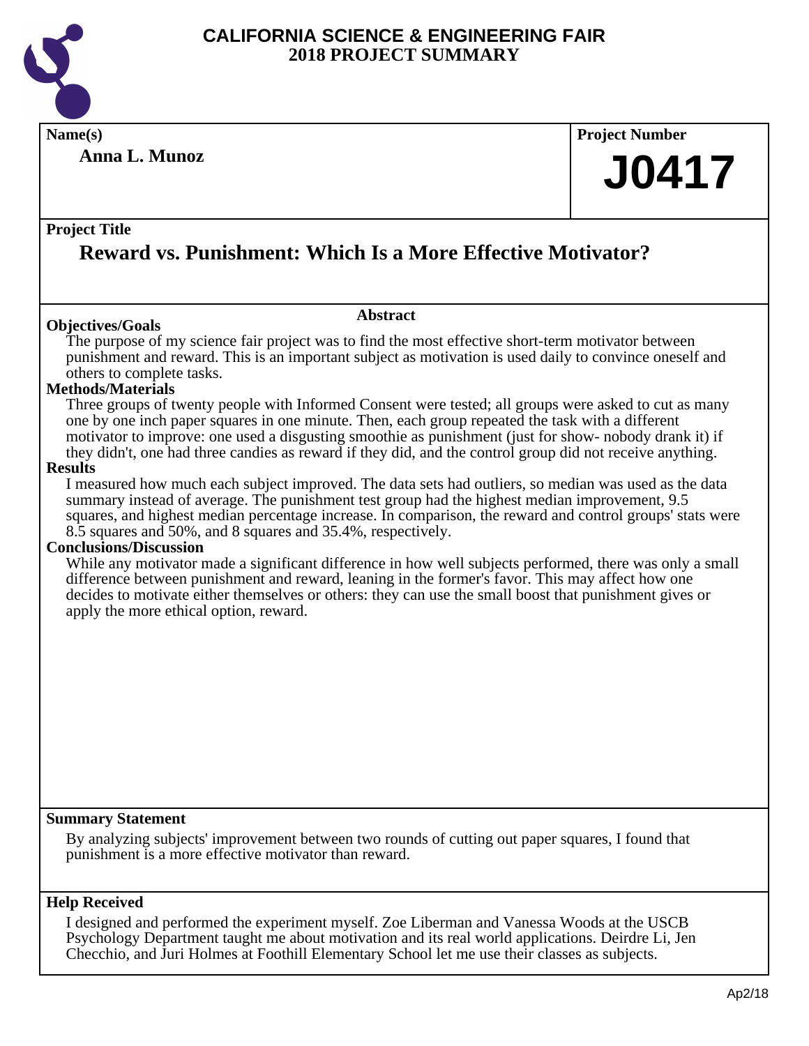# CALIFORNIA SCIENCE & ENGINEERING FAIR
## 2018 PROJECT SUMMARY

**Name(s)**

**Anna L. Munoz**

**Project Number**

**J0417**

**Project Title**

## Reward vs. Punishment: Which Is a More Effective Motivator?

### Abstract

**Objectives/Goals**

The purpose of my science fair project was to find the most effective short-term motivator between punishment and reward. This is an important subject as motivation is used daily to convince oneself and others to complete tasks.

**Methods/Materials**

Three groups of twenty people with Informed Consent were tested; all groups were asked to cut as many one by one inch paper squares in one minute. Then, each group repeated the task with a different motivator to improve: one used a disgusting smoothie as punishment (just for show- nobody drank it) if they didn't, one had three candies as reward if they did, and the control group did not receive anything.

**Results**

I measured how much each subject improved. The data sets had outliers, so median was used as the data summary instead of average. The punishment test group had the highest median improvement, 9.5 squares, and highest median percentage increase. In comparison, the reward and control groups' stats were 8.5 squares and 50%, and 8 squares and 35.4%, respectively.

**Conclusions/Discussion**

While any motivator made a significant difference in how well subjects performed, there was only a small difference between punishment and reward, leaning in the former's favor. This may affect how one decides to motivate either themselves or others: they can use the small boost that punishment gives or apply the more ethical option, reward.

**Summary Statement**

By analyzing subjects' improvement between two rounds of cutting out paper squares, I found that punishment is a more effective motivator than reward.

**Help Received**

I designed and performed the experiment myself. Zoe Liberman and Vanessa Woods at the USCB Psychology Department taught me about motivation and its real world applications. Deirdre Li, Jen Checchio, and Juri Holmes at Foothill Elementary School let me use their classes as subjects.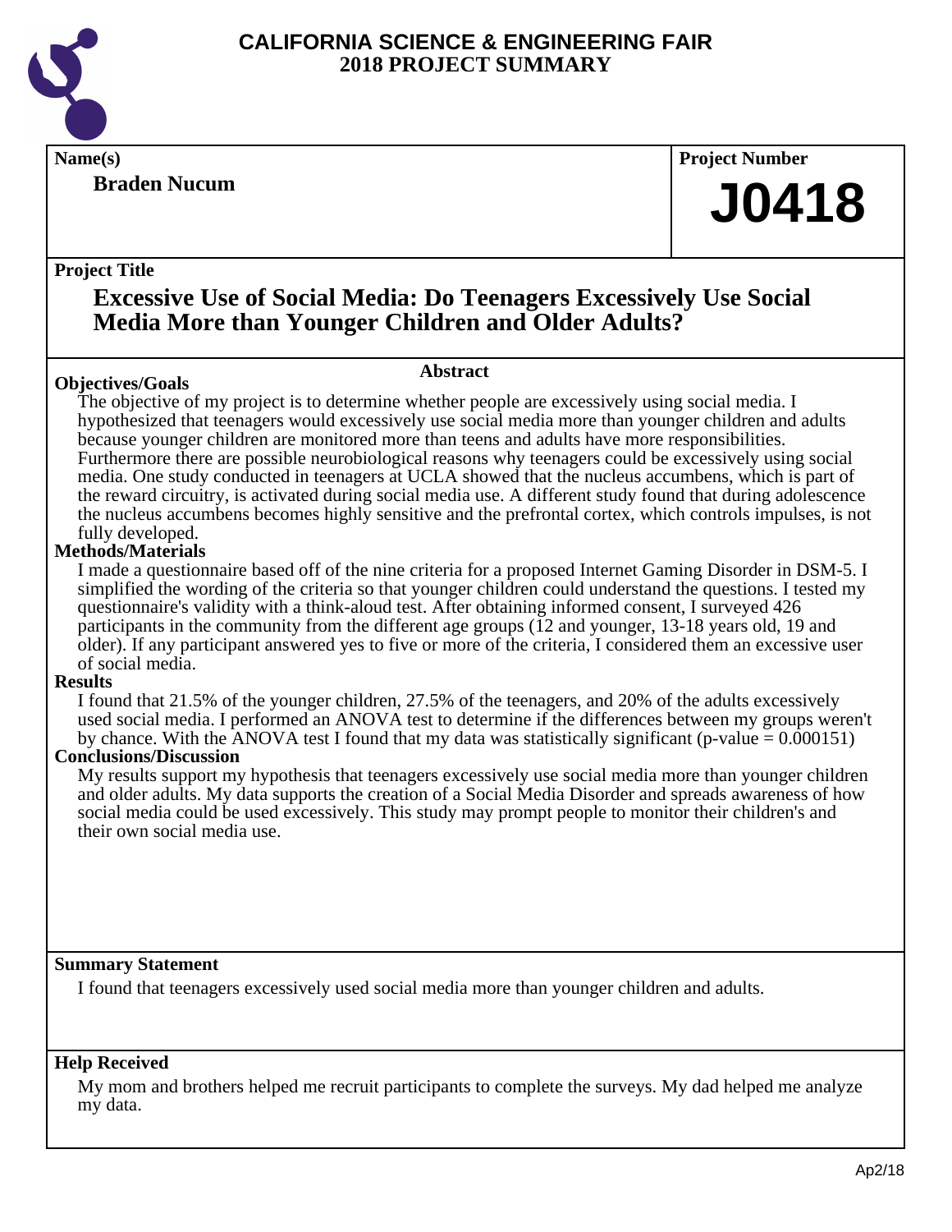# CALIFORNIA SCIENCE & ENGINEERING FAIR
# 2018 PROJECT SUMMARY

**Name(s)**

**Braden Nucum**

**Project Number**

**J0418**

**Project Title**

## Excessive Use of Social Media: Do Teenagers Excessively Use Social Media More than Younger Children and Older Adults?

**Abstract**

**Objectives/Goals**

The objective of my project is to determine whether people are excessively using social media. I hypothesized that teenagers would excessively use social media more than younger children and adults because younger children are monitored more than teens and adults have more responsibilities. Furthermore there are possible neurobiological reasons why teenagers could be excessively using social media. One study conducted in teenagers at UCLA showed that the nucleus accumbens, which is part of the reward circuitry, is activated during social media use. A different study found that during adolescence the nucleus accumbens becomes highly sensitive and the prefrontal cortex, which controls impulses, is not fully developed.

**Methods/Materials**

I made a questionnaire based off of the nine criteria for a proposed Internet Gaming Disorder in DSM-5. I simplified the wording of the criteria so that younger children could understand the questions. I tested my questionnaire's validity with a think-aloud test. After obtaining informed consent, I surveyed 426 participants in the community from the different age groups (12 and younger, 13-18 years old, 19 and older). If any participant answered yes to five or more of the criteria, I considered them an excessive user of social media.

**Results**

I found that 21.5% of the younger children, 27.5% of the teenagers, and 20% of the adults excessively used social media. I performed an ANOVA test to determine if the differences between my groups weren't by chance. With the ANOVA test I found that my data was statistically significant (p-value = 0.000151)

**Conclusions/Discussion**

My results support my hypothesis that teenagers excessively use social media more than younger children and older adults. My data supports the creation of a Social Media Disorder and spreads awareness of how social media could be used excessively. This study may prompt people to monitor their children's and their own social media use.

**Summary Statement**

I found that teenagers excessively used social media more than younger children and adults.

**Help Received**

My mom and brothers helped me recruit participants to complete the surveys. My dad helped me analyze my data.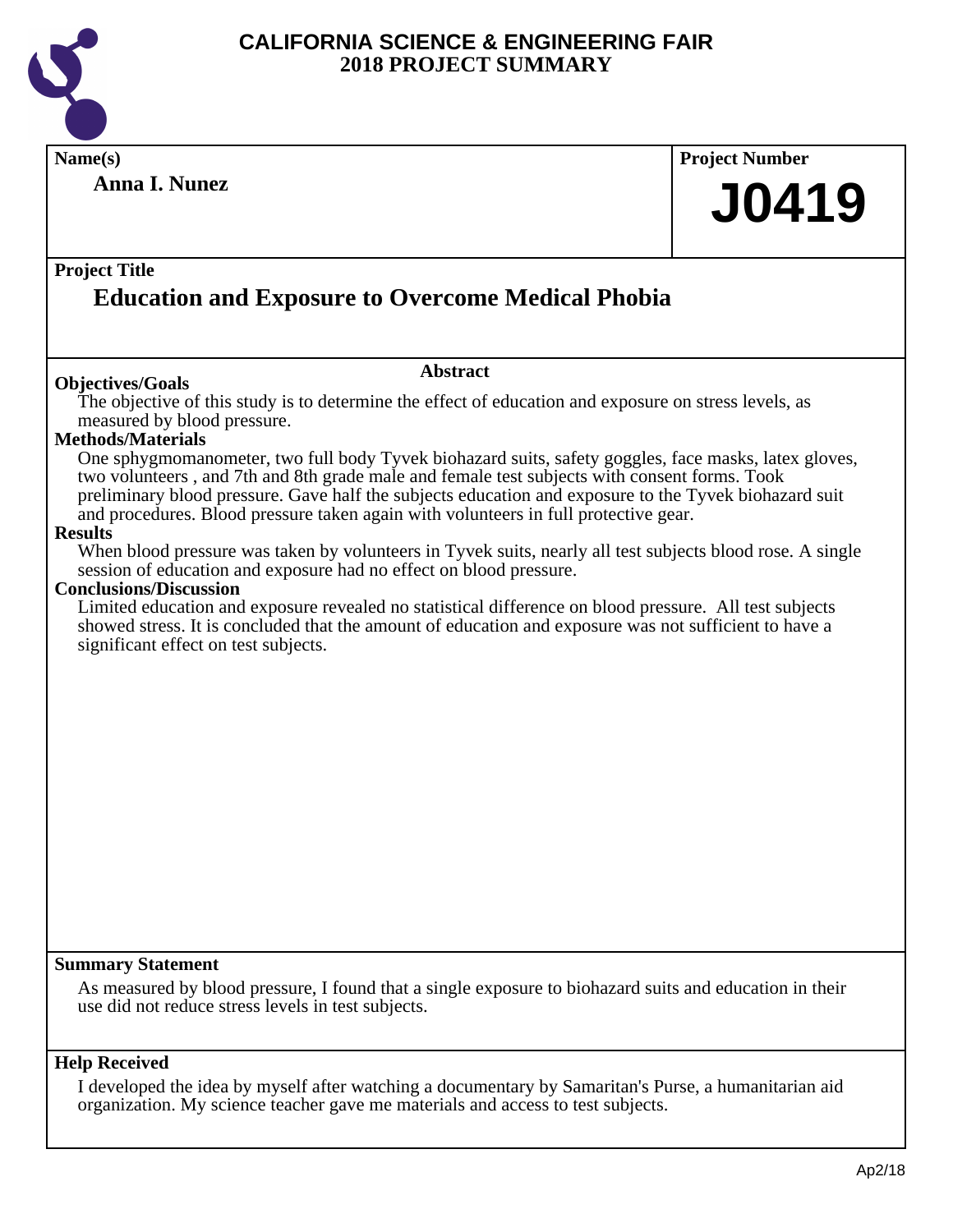# CALIFORNIA SCIENCE & ENGINEERING FAIR
## 2018 PROJECT SUMMARY

**Name(s)**

**Anna I. Nunez**

**Project Number**

**J0419**

**Project Title**

## Education and Exposure to Overcome Medical Phobia

### Abstract

**Objectives/Goals**

The objective of this study is to determine the effect of education and exposure on stress levels, as measured by blood pressure.

**Methods/Materials**

One sphygmomanometer, two full body Tyvek biohazard suits, safety goggles, face masks, latex gloves, two volunteers , and 7th and 8th grade male and female test subjects with consent forms. Took preliminary blood pressure. Gave half the subjects education and exposure to the Tyvek biohazard suit and procedures. Blood pressure taken again with volunteers in full protective gear.

**Results**

When blood pressure was taken by volunteers in Tyvek suits, nearly all test subjects blood rose. A single session of education and exposure had no effect on blood pressure.

**Conclusions/Discussion**

Limited education and exposure revealed no statistical difference on blood pressure. All test subjects showed stress. It is concluded that the amount of education and exposure was not sufficient to have a significant effect on test subjects.

**Summary Statement**

As measured by blood pressure, I found that a single exposure to biohazard suits and education in their use did not reduce stress levels in test subjects.

**Help Received**

I developed the idea by myself after watching a documentary by Samaritan's Purse, a humanitarian aid organization. My science teacher gave me materials and access to test subjects.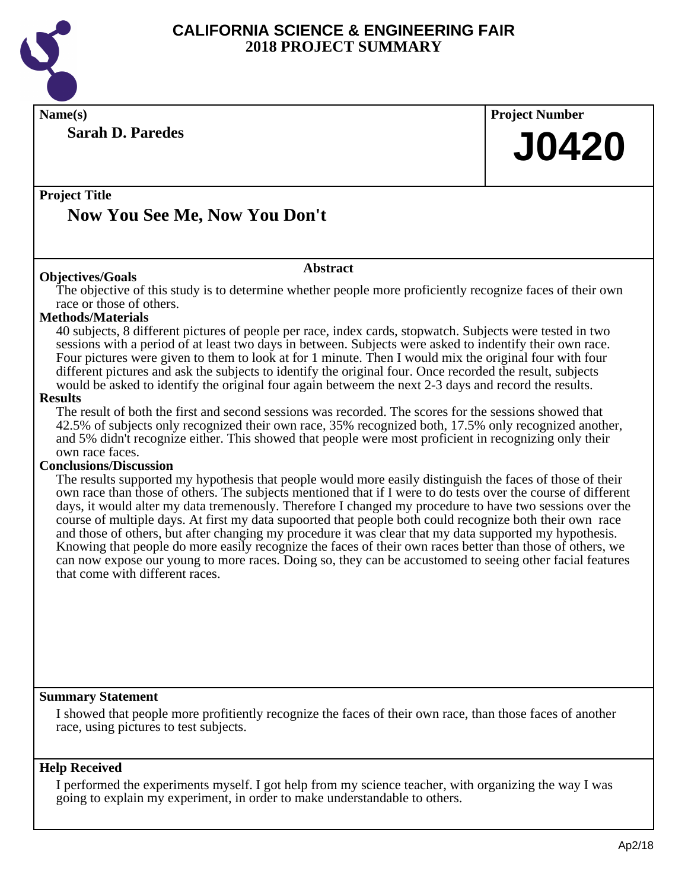# CALIFORNIA SCIENCE & ENGINEERING FAIR
## 2018 PROJECT SUMMARY

**Name(s)**

**Sarah D. Paredes**

**Project Number**

**J0420**

**Project Title**

## Now You See Me, Now You Don't

### Abstract

**Objectives/Goals**

The objective of this study is to determine whether people more proficiently recognize faces of their own race or those of others.

**Methods/Materials**

40 subjects, 8 different pictures of people per race, index cards, stopwatch. Subjects were tested in two sessions with a period of at least two days in between. Subjects were asked to indentify their own race. Four pictures were given to them to look at for 1 minute. Then I would mix the original four with four different pictures and ask the subjects to identify the original four. Once recorded the result, subjects would be asked to identify the original four again betweem the next 2-3 days and record the results.

**Results**

The result of both the first and second sessions was recorded. The scores for the sessions showed that 42.5% of subjects only recognized their own race, 35% recognized both, 17.5% only recognized another, and 5% didn't recognize either. This showed that people were most proficient in recognizing only their own race faces.

**Conclusions/Discussion**

The results supported my hypothesis that people would more easily distinguish the faces of those of their own race than those of others. The subjects mentioned that if I were to do tests over the course of different days, it would alter my data tremenously. Therefore I changed my procedure to have two sessions over the course of multiple days. At first my data supoorted that people both could recognize both their own race and those of others, but after changing my procedure it was clear that my data supported my hypothesis. Knowing that people do more easily recognize the faces of their own races better than those of others, we can now expose our young to more races. Doing so, they can be accustomed to seeing other facial features that come with different races.

**Summary Statement**

I showed that people more profitiently recognize the faces of their own race, than those faces of another race, using pictures to test subjects.

**Help Received**

I performed the experiments myself. I got help from my science teacher, with organizing the way I was going to explain my experiment, in order to make understandable to others.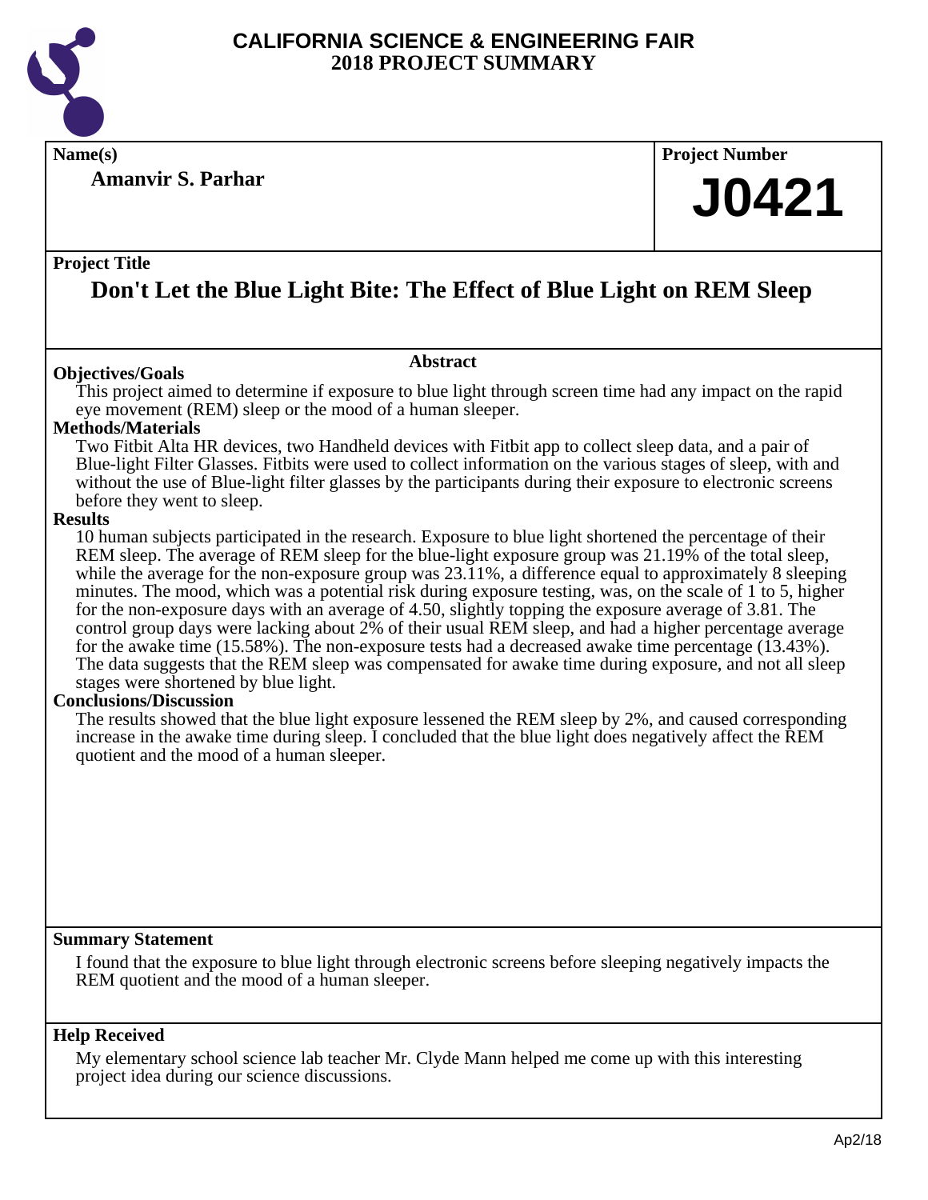# CALIFORNIA SCIENCE & ENGINEERING FAIR
## 2018 PROJECT SUMMARY

**Name(s)**

**Amanvir S. Parhar**

**Project Number**

# J0421

**Project Title**

## Don't Let the Blue Light Bite: The Effect of Blue Light on REM Sleep

### Abstract

**Objectives/Goals**

This project aimed to determine if exposure to blue light through screen time had any impact on the rapid eye movement (REM) sleep or the mood of a human sleeper.

**Methods/Materials**

Two Fitbit Alta HR devices, two Handheld devices with Fitbit app to collect sleep data, and a pair of Blue-light Filter Glasses. Fitbits were used to collect information on the various stages of sleep, with and without the use of Blue-light filter glasses by the participants during their exposure to electronic screens before they went to sleep.

**Results**

10 human subjects participated in the research. Exposure to blue light shortened the percentage of their REM sleep. The average of REM sleep for the blue-light exposure group was 21.19% of the total sleep, while the average for the non-exposure group was 23.11%, a difference equal to approximately 8 sleeping minutes. The mood, which was a potential risk during exposure testing, was, on the scale of 1 to 5, higher for the non-exposure days with an average of 4.50, slightly topping the exposure average of 3.81. The control group days were lacking about 2% of their usual REM sleep, and had a higher percentage average for the awake time (15.58%). The non-exposure tests had a decreased awake time percentage (13.43%). The data suggests that the REM sleep was compensated for awake time during exposure, and not all sleep stages were shortened by blue light.

**Conclusions/Discussion**

The results showed that the blue light exposure lessened the REM sleep by 2%, and caused corresponding increase in the awake time during sleep. I concluded that the blue light does negatively affect the REM quotient and the mood of a human sleeper.

**Summary Statement**

I found that the exposure to blue light through electronic screens before sleeping negatively impacts the REM quotient and the mood of a human sleeper.

**Help Received**

My elementary school science lab teacher Mr. Clyde Mann helped me come up with this interesting project idea during our science discussions.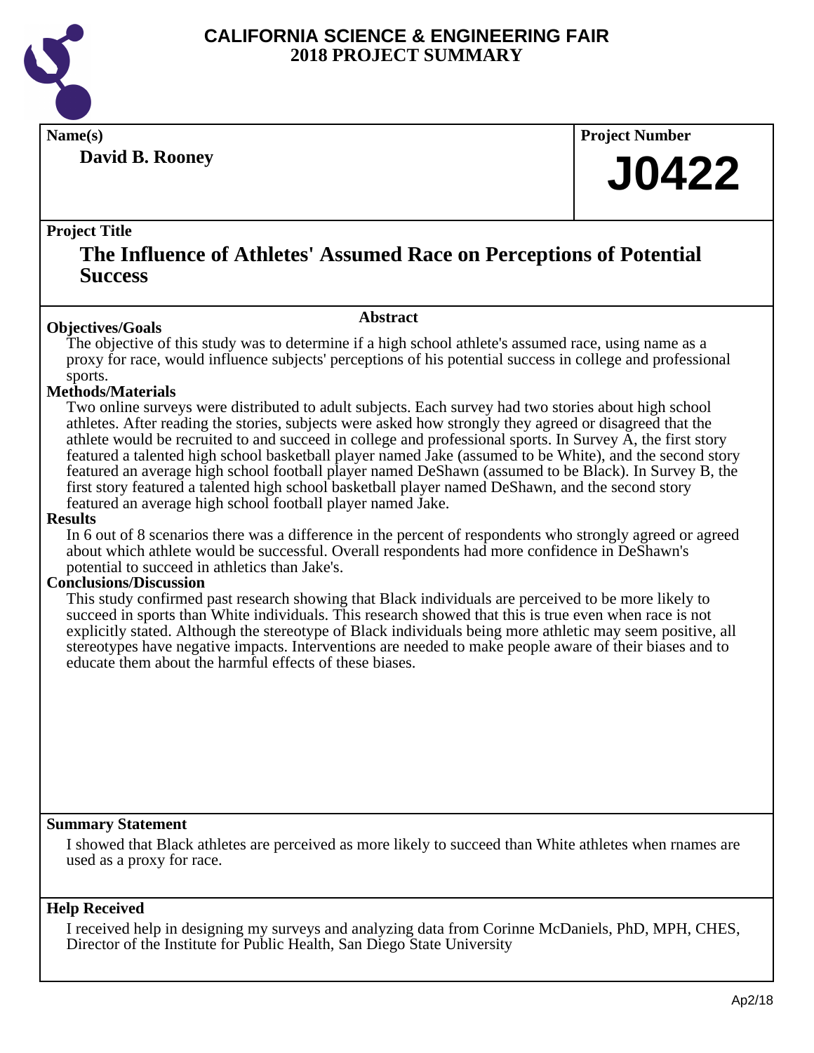# CALIFORNIA SCIENCE & ENGINEERING FAIR
# 2018 PROJECT SUMMARY

**Name(s)**

**David B. Rooney**

**Project Number**

**J0422**

**Project Title**

## The Influence of Athletes' Assumed Race on Perceptions of Potential Success

**Abstract**

### Objectives/Goals

The objective of this study was to determine if a high school athlete's assumed race, using name as a proxy for race, would influence subjects' perceptions of his potential success in college and professional sports.

### Methods/Materials

Two online surveys were distributed to adult subjects. Each survey had two stories about high school athletes. After reading the stories, subjects were asked how strongly they agreed or disagreed that the athlete would be recruited to and succeed in college and professional sports. In Survey A, the first story featured a talented high school basketball player named Jake (assumed to be White), and the second story featured an average high school football player named DeShawn (assumed to be Black). In Survey B, the first story featured a talented high school basketball player named DeShawn, and the second story featured an average high school football player named Jake.

### Results

In 6 out of 8 scenarios there was a difference in the percent of respondents who strongly agreed or agreed about which athlete would be successful. Overall respondents had more confidence in DeShawn's potential to succeed in athletics than Jake's.

### Conclusions/Discussion

This study confirmed past research showing that Black individuals are perceived to be more likely to succeed in sports than White individuals. This research showed that this is true even when race is not explicitly stated. Although the stereotype of Black individuals being more athletic may seem positive, all stereotypes have negative impacts. Interventions are needed to make people aware of their biases and to educate them about the harmful effects of these biases.

**Summary Statement**

I showed that Black athletes are perceived as more likely to succeed than White athletes when rnames are used as a proxy for race.

**Help Received**

I received help in designing my surveys and analyzing data from Corinne McDaniels, PhD, MPH, CHES, Director of the Institute for Public Health, San Diego State University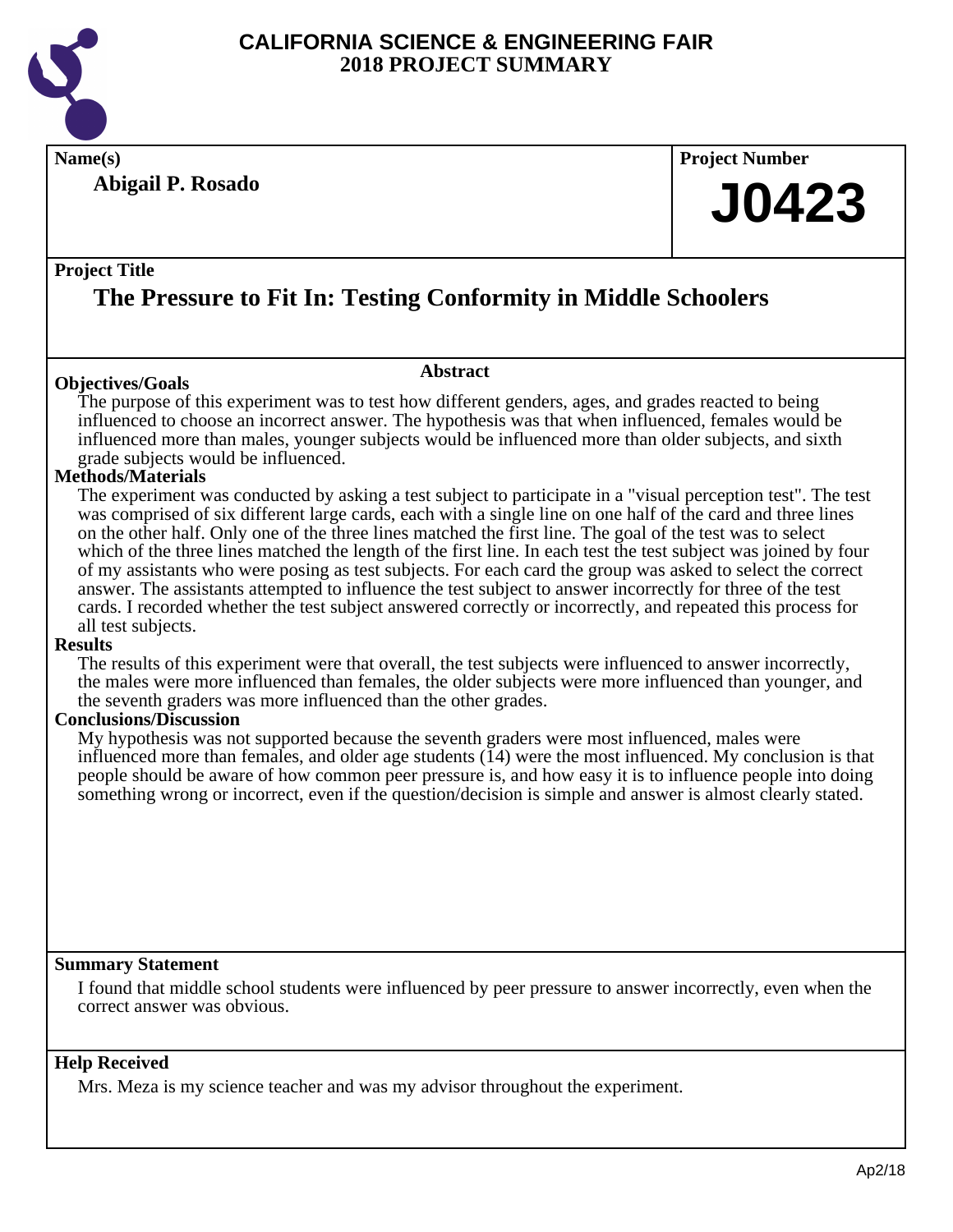# CALIFORNIA SCIENCE & ENGINEERING FAIR
## 2018 PROJECT SUMMARY

**Name(s)**

**Abigail P. Rosado**

**Project Number**

**J0423**

**Project Title**

## The Pressure to Fit In: Testing Conformity in Middle Schoolers

### Abstract

**Objectives/Goals**

The purpose of this experiment was to test how different genders, ages, and grades reacted to being influenced to choose an incorrect answer. The hypothesis was that when influenced, females would be influenced more than males, younger subjects would be influenced more than older subjects, and sixth grade subjects would be influenced.

**Methods/Materials**

The experiment was conducted by asking a test subject to participate in a "visual perception test". The test was comprised of six different large cards, each with a single line on one half of the card and three lines on the other half. Only one of the three lines matched the first line. The goal of the test was to select which of the three lines matched the length of the first line. In each test the test subject was joined by four of my assistants who were posing as test subjects. For each card the group was asked to select the correct answer. The assistants attempted to influence the test subject to answer incorrectly for three of the test cards. I recorded whether the test subject answered correctly or incorrectly, and repeated this process for all test subjects.

**Results**

The results of this experiment were that overall, the test subjects were influenced to answer incorrectly, the males were more influenced than females, the older subjects were more influenced than younger, and the seventh graders was more influenced than the other grades.

**Conclusions/Discussion**

My hypothesis was not supported because the seventh graders were most influenced, males were influenced more than females, and older age students (14) were the most influenced. My conclusion is that people should be aware of how common peer pressure is, and how easy it is to influence people into doing something wrong or incorrect, even if the question/decision is simple and answer is almost clearly stated.

**Summary Statement**

I found that middle school students were influenced by peer pressure to answer incorrectly, even when the correct answer was obvious.

**Help Received**

Mrs. Meza is my science teacher and was my advisor throughout the experiment.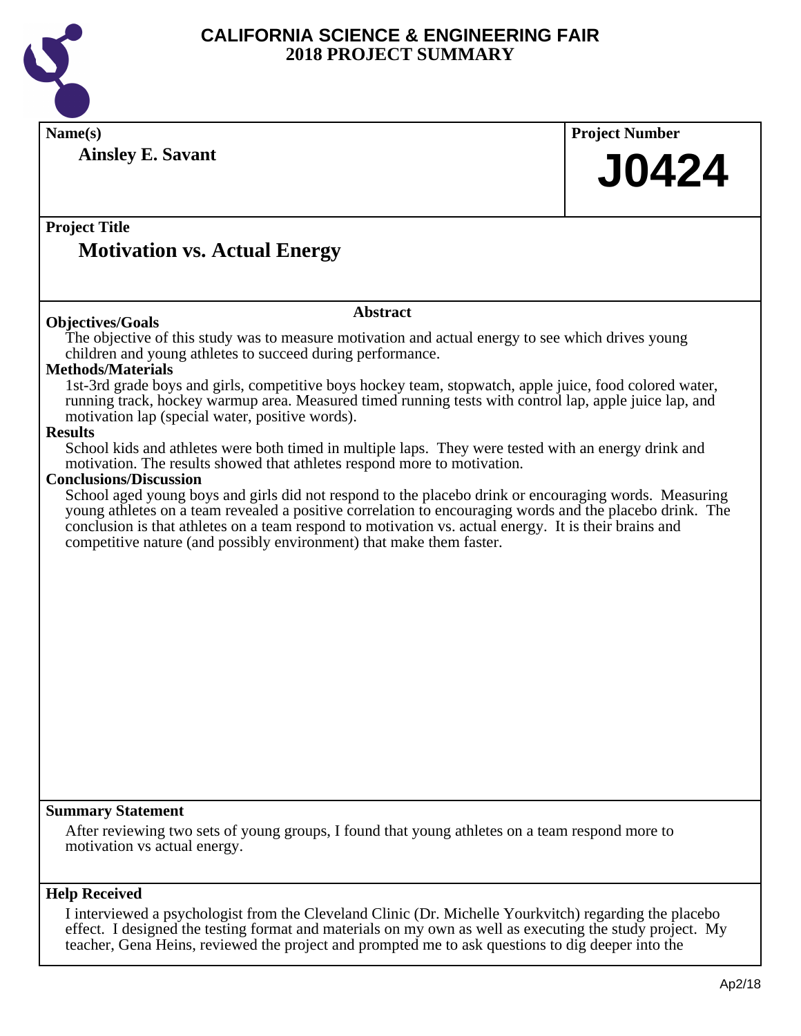# CALIFORNIA SCIENCE & ENGINEERING FAIR
## 2018 PROJECT SUMMARY

**Name(s)**

**Ainsley E. Savant**

**Project Number**

**J0424**

**Project Title**

## Motivation vs. Actual Energy

**Abstract**

**Objectives/Goals**

The objective of this study was to measure motivation and actual energy to see which drives young children and young athletes to succeed during performance.

**Methods/Materials**

1st-3rd grade boys and girls, competitive boys hockey team, stopwatch, apple juice, food colored water, running track, hockey warmup area. Measured timed running tests with control lap, apple juice lap, and motivation lap (special water, positive words).

**Results**

School kids and athletes were both timed in multiple laps. They were tested with an energy drink and motivation. The results showed that athletes respond more to motivation.

**Conclusions/Discussion**

School aged young boys and girls did not respond to the placebo drink or encouraging words. Measuring young athletes on a team revealed a positive correlation to encouraging words and the placebo drink. The conclusion is that athletes on a team respond to motivation vs. actual energy. It is their brains and competitive nature (and possibly environment) that make them faster.

**Summary Statement**

After reviewing two sets of young groups, I found that young athletes on a team respond more to motivation vs actual energy.

**Help Received**

I interviewed a psychologist from the Cleveland Clinic (Dr. Michelle Yourkvitch) regarding the placebo effect. I designed the testing format and materials on my own as well as executing the study project. My teacher, Gena Heins, reviewed the project and prompted me to ask questions to dig deeper into the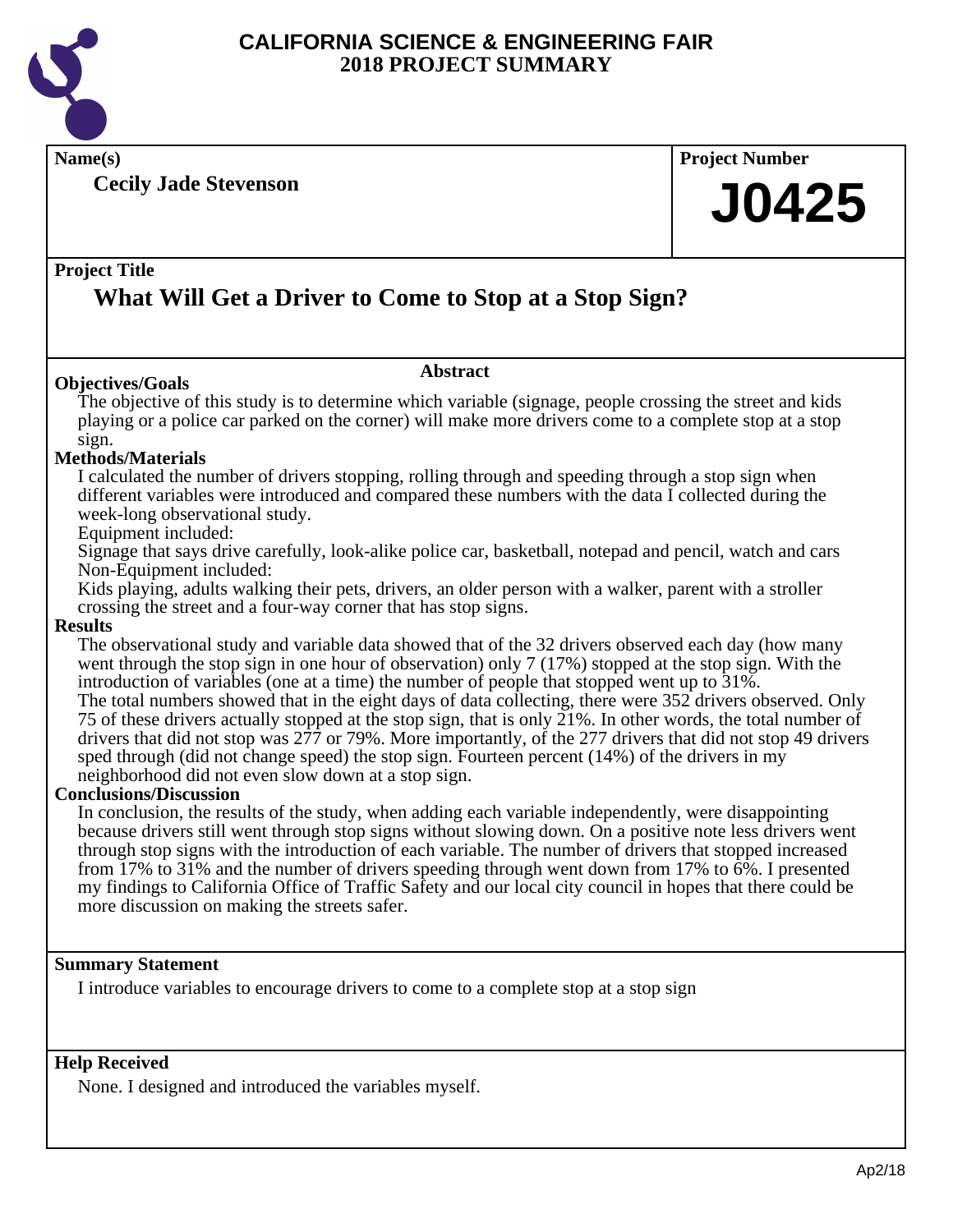# CALIFORNIA SCIENCE & ENGINEERING FAIR
# 2018 PROJECT SUMMARY

**Name(s)**

**Cecily Jade Stevenson**

**Project Number**

**J0425**

**Project Title**

## What Will Get a Driver to Come to Stop at a Stop Sign?

### Abstract

**Objectives/Goals**

The objective of this study is to determine which variable (signage, people crossing the street and kids playing or a police car parked on the corner) will make more drivers come to a complete stop at a stop sign.

**Methods/Materials**

I calculated the number of drivers stopping, rolling through and speeding through a stop sign when different variables were introduced and compared these numbers with the data I collected during the week-long observational study.

Equipment included:

Signage that says drive carefully, look-alike police car, basketball, notepad and pencil, watch and cars

Non-Equipment included:

Kids playing, adults walking their pets, drivers, an older person with a walker, parent with a stroller crossing the street and a four-way corner that has stop signs.

**Results**

The observational study and variable data showed that of the 32 drivers observed each day (how many went through the stop sign in one hour of observation) only 7 (17%) stopped at the stop sign. With the introduction of variables (one at a time) the number of people that stopped went up to 31%.

The total numbers showed that in the eight days of data collecting, there were 352 drivers observed. Only 75 of these drivers actually stopped at the stop sign, that is only 21%. In other words, the total number of drivers that did not stop was 277 or 79%. More importantly, of the 277 drivers that did not stop 49 drivers sped through (did not change speed) the stop sign. Fourteen percent (14%) of the drivers in my neighborhood did not even slow down at a stop sign.

**Conclusions/Discussion**

In conclusion, the results of the study, when adding each variable independently, were disappointing because drivers still went through stop signs without slowing down. On a positive note less drivers went through stop signs with the introduction of each variable. The number of drivers that stopped increased from 17% to 31% and the number of drivers speeding through went down from 17% to 6%. I presented my findings to California Office of Traffic Safety and our local city council in hopes that there could be more discussion on making the streets safer.

**Summary Statement**

I introduce variables to encourage drivers to come to a complete stop at a stop sign

**Help Received**

None. I designed and introduced the variables myself.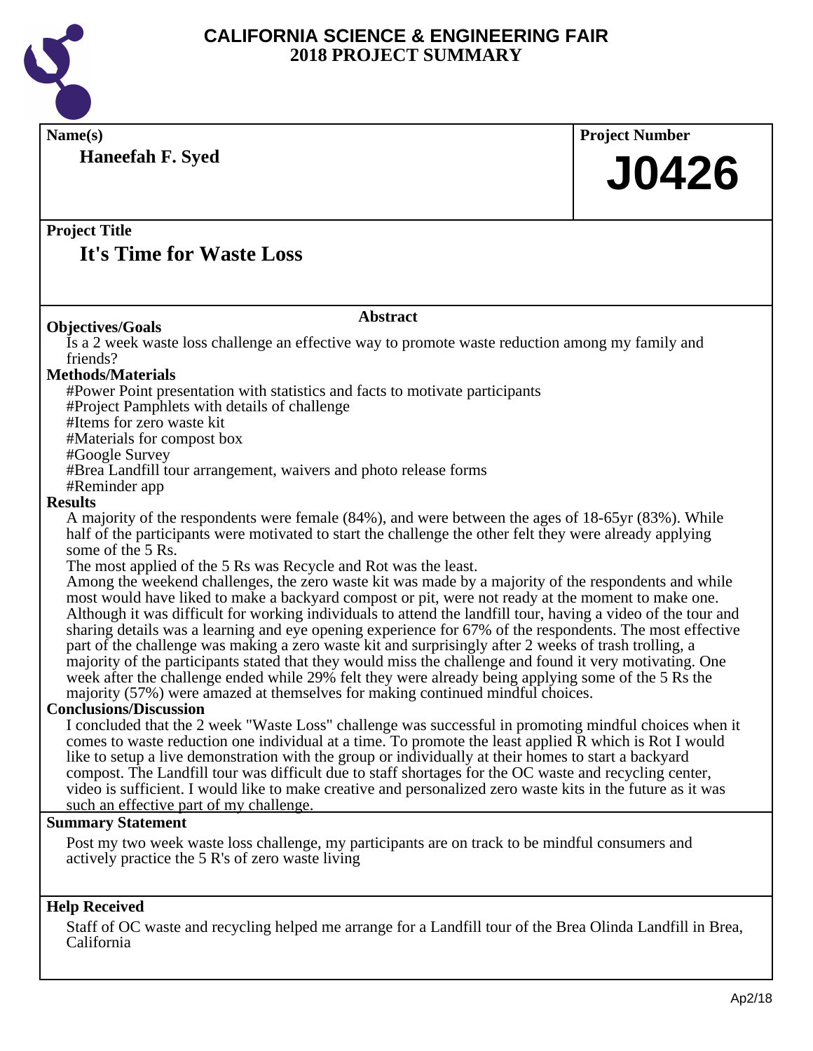# CALIFORNIA SCIENCE & ENGINEERING FAIR
## 2018 PROJECT SUMMARY

**Name(s)**

**Haneefah F. Syed**

**Project Number**

**J0426**

**Project Title**

## It's Time for Waste Loss

### Abstract

**Objectives/Goals**

Is a 2 week waste loss challenge an effective way to promote waste reduction among my family and friends?

**Methods/Materials**

#Power Point presentation with statistics and facts to motivate participants
#Project Pamphlets with details of challenge
#Items for zero waste kit
#Materials for compost box
#Google Survey
#Brea Landfill tour arrangement, waivers and photo release forms
#Reminder app

**Results**

A majority of the respondents were female (84%), and were between the ages of 18-65yr (83%). While half of the participants were motivated to start the challenge the other felt they were already applying some of the 5 Rs.

The most applied of the 5 Rs was Recycle and Rot was the least.

Among the weekend challenges, the zero waste kit was made by a majority of the respondents and while most would have liked to make a backyard compost or pit, were not ready at the moment to make one. Although it was difficult for working individuals to attend the landfill tour, having a video of the tour and sharing details was a learning and eye opening experience for 67% of the respondents. The most effective part of the challenge was making a zero waste kit and surprisingly after 2 weeks of trash trolling, a majority of the participants stated that they would miss the challenge and found it very motivating. One week after the challenge ended while 29% felt they were already being applying some of the 5 Rs the majority (57%) were amazed at themselves for making continued mindful choices.

**Conclusions/Discussion**

I concluded that the 2 week "Waste Loss" challenge was successful in promoting mindful choices when it comes to waste reduction one individual at a time. To promote the least applied R which is Rot I would like to setup a live demonstration with the group or individually at their homes to start a backyard compost. The Landfill tour was difficult due to staff shortages for the OC waste and recycling center, video is sufficient. I would like to make creative and personalized zero waste kits in the future as it was such an effective part of my challenge.

**Summary Statement**

Post my two week waste loss challenge, my participants are on track to be mindful consumers and actively practice the 5 R's of zero waste living

**Help Received**

Staff of OC waste and recycling helped me arrange for a Landfill tour of the Brea Olinda Landfill in Brea, California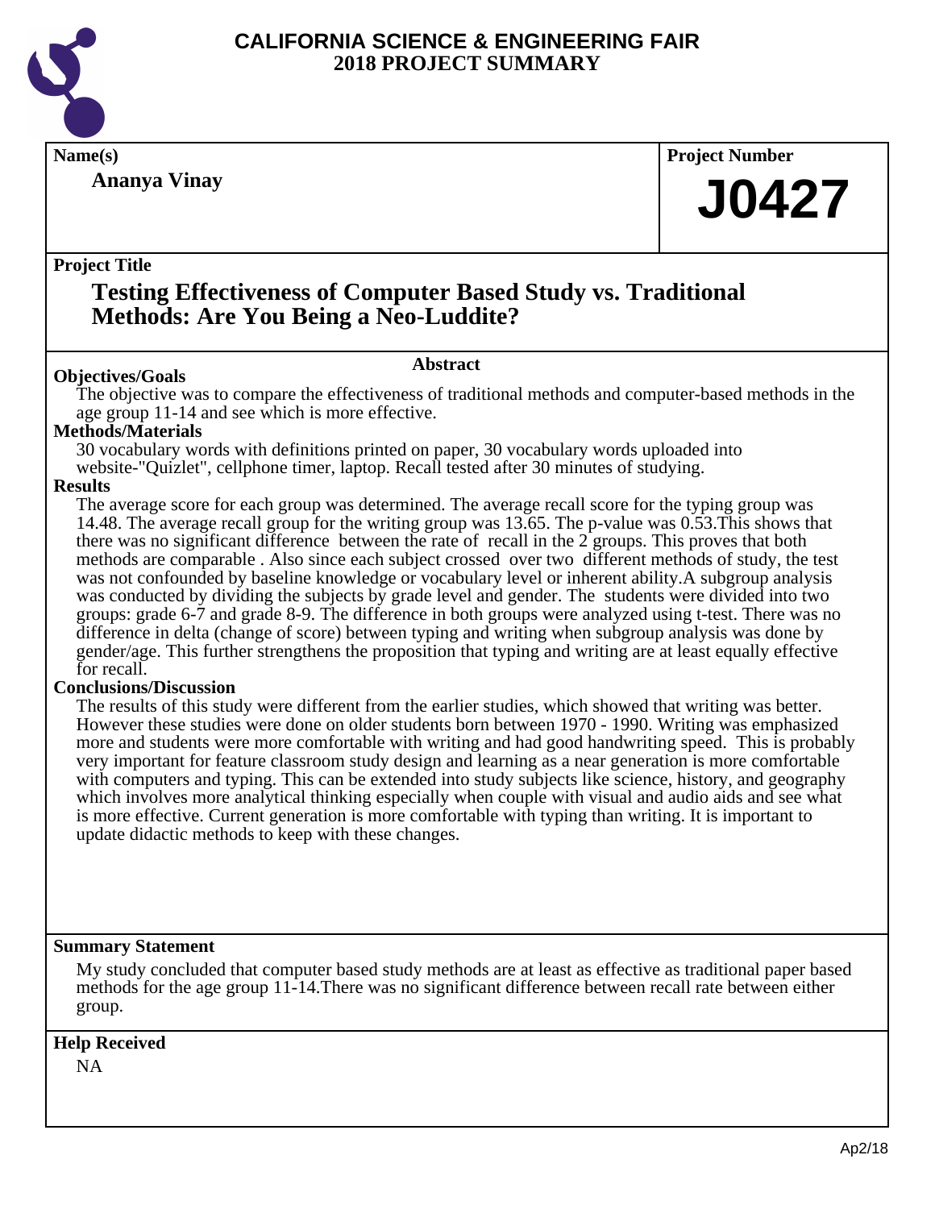# CALIFORNIA SCIENCE & ENGINEERING FAIR
## 2018 PROJECT SUMMARY

**Name(s)**

**Ananya Vinay**

**Project Number**

**J0427**

**Project Title**

## Testing Effectiveness of Computer Based Study vs. Traditional Methods: Are You Being a Neo-Luddite?

### Abstract

**Objectives/Goals**

The objective was to compare the effectiveness of traditional methods and computer-based methods in the age group 11-14 and see which is more effective.

**Methods/Materials**

30 vocabulary words with definitions printed on paper, 30 vocabulary words uploaded into website-"Quizlet", cellphone timer, laptop. Recall tested after 30 minutes of studying.

**Results**

The average score for each group was determined. The average recall score for the typing group was 14.48. The average recall group for the writing group was 13.65. The p-value was 0.53.This shows that there was no significant difference between the rate of recall in the 2 groups. This proves that both methods are comparable . Also since each subject crossed over two different methods of study, the test was not confounded by baseline knowledge or vocabulary level or inherent ability.A subgroup analysis was conducted by dividing the subjects by grade level and gender. The students were divided into two groups: grade 6-7 and grade 8-9. The difference in both groups were analyzed using t-test. There was no difference in delta (change of score) between typing and writing when subgroup analysis was done by gender/age. This further strengthens the proposition that typing and writing are at least equally effective for recall.

**Conclusions/Discussion**

The results of this study were different from the earlier studies, which showed that writing was better. However these studies were done on older students born between 1970 - 1990. Writing was emphasized more and students were more comfortable with writing and had good handwriting speed. This is probably very important for feature classroom study design and learning as a near generation is more comfortable with computers and typing. This can be extended into study subjects like science, history, and geography which involves more analytical thinking especially when couple with visual and audio aids and see what is more effective. Current generation is more comfortable with typing than writing. It is important to update didactic methods to keep with these changes.

**Summary Statement**

My study concluded that computer based study methods are at least as effective as traditional paper based methods for the age group 11-14.There was no significant difference between recall rate between either group.

**Help Received**

NA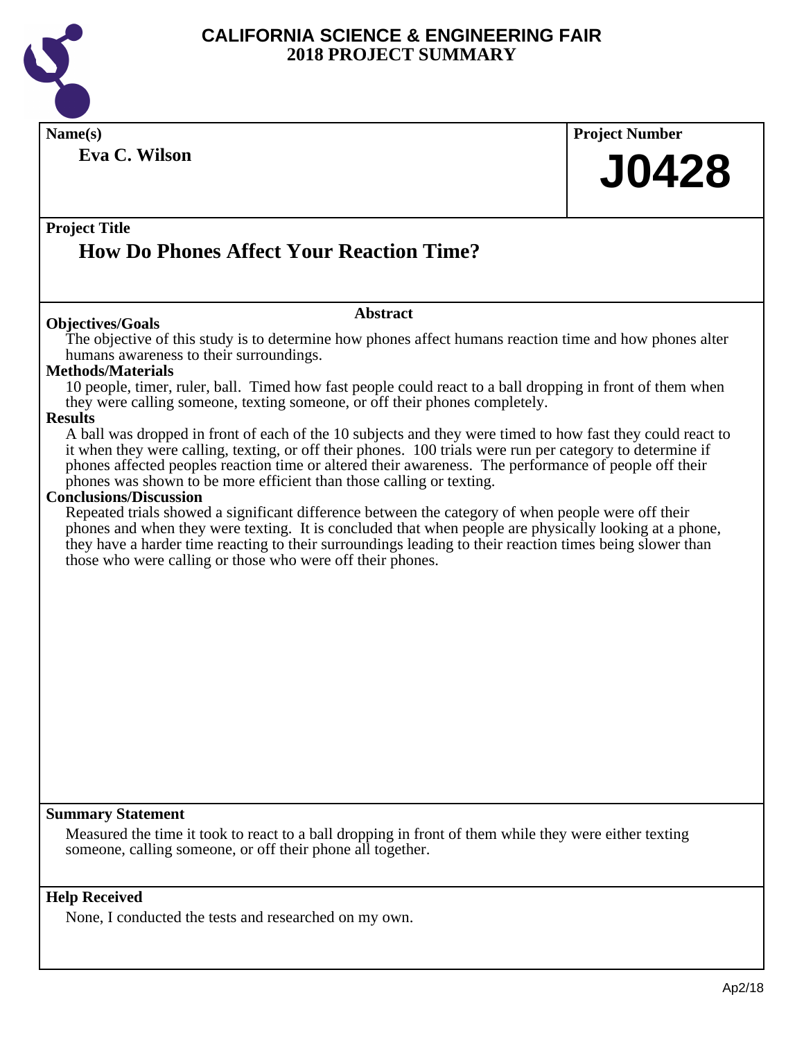# CALIFORNIA SCIENCE & ENGINEERING FAIR
## 2018 PROJECT SUMMARY

**Name(s)**

**Eva C. Wilson**

**Project Number**

**J0428**

**Project Title**

## How Do Phones Affect Your Reaction Time?

### Abstract

**Objectives/Goals**

The objective of this study is to determine how phones affect humans reaction time and how phones alter humans awareness to their surroundings.

**Methods/Materials**

10 people, timer, ruler, ball. Timed how fast people could react to a ball dropping in front of them when they were calling someone, texting someone, or off their phones completely.

**Results**

A ball was dropped in front of each of the 10 subjects and they were timed to how fast they could react to it when they were calling, texting, or off their phones. 100 trials were run per category to determine if phones affected peoples reaction time or altered their awareness. The performance of people off their phones was shown to be more efficient than those calling or texting.

**Conclusions/Discussion**

Repeated trials showed a significant difference between the category of when people were off their phones and when they were texting. It is concluded that when people are physically looking at a phone, they have a harder time reacting to their surroundings leading to their reaction times being slower than those who were calling or those who were off their phones.

**Summary Statement**

Measured the time it took to react to a ball dropping in front of them while they were either texting someone, calling someone, or off their phone all together.

**Help Received**

None, I conducted the tests and researched on my own.